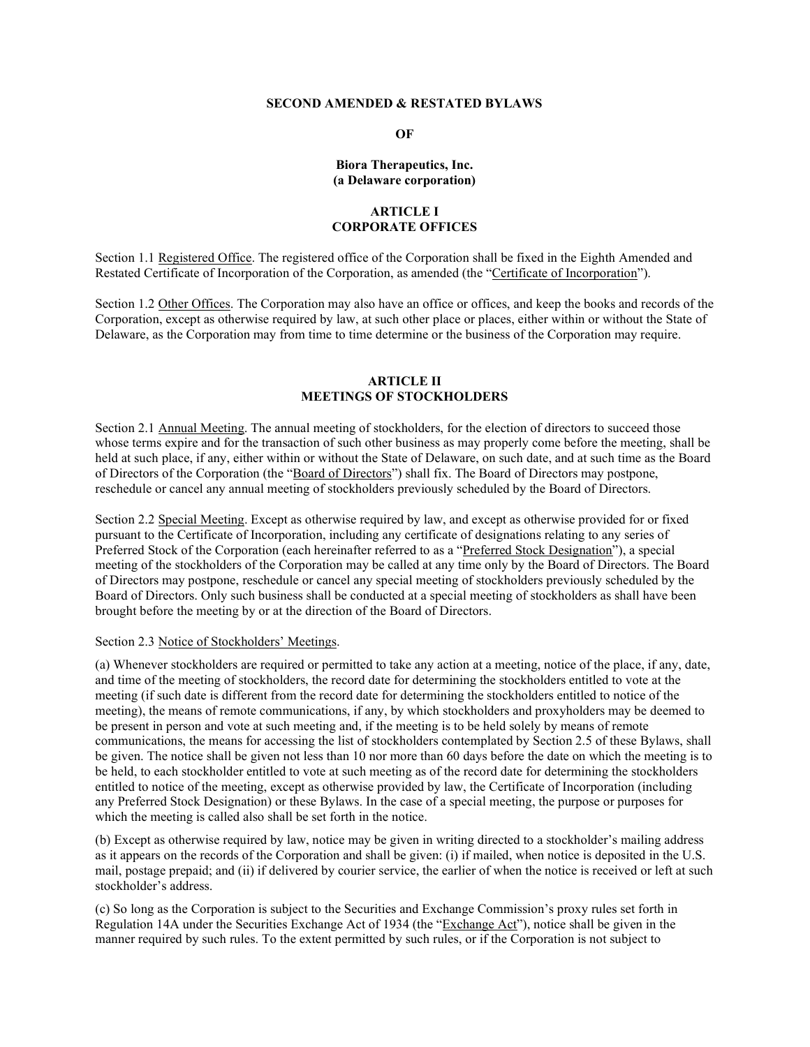**SECOND AMENDED & RESTATED BYLAWS**

**OF**

**Biora Therapeutics, Inc.**
**(a Delaware corporation)**

## ARTICLE I
## CORPORATE OFFICES

Section 1.1 Registered Office. The registered office of the Corporation shall be fixed in the Eighth Amended and Restated Certificate of Incorporation of the Corporation, as amended (the "Certificate of Incorporation").

Section 1.2 Other Offices. The Corporation may also have an office or offices, and keep the books and records of the Corporation, except as otherwise required by law, at such other place or places, either within or without the State of Delaware, as the Corporation may from time to time determine or the business of the Corporation may require.

## ARTICLE II
## MEETINGS OF STOCKHOLDERS

Section 2.1 Annual Meeting. The annual meeting of stockholders, for the election of directors to succeed those whose terms expire and for the transaction of such other business as may properly come before the meeting, shall be held at such place, if any, either within or without the State of Delaware, on such date, and at such time as the Board of Directors of the Corporation (the "Board of Directors") shall fix. The Board of Directors may postpone, reschedule or cancel any annual meeting of stockholders previously scheduled by the Board of Directors.

Section 2.2 Special Meeting. Except as otherwise required by law, and except as otherwise provided for or fixed pursuant to the Certificate of Incorporation, including any certificate of designations relating to any series of Preferred Stock of the Corporation (each hereinafter referred to as a "Preferred Stock Designation"), a special meeting of the stockholders of the Corporation may be called at any time only by the Board of Directors. The Board of Directors may postpone, reschedule or cancel any special meeting of stockholders previously scheduled by the Board of Directors. Only such business shall be conducted at a special meeting of stockholders as shall have been brought before the meeting by or at the direction of the Board of Directors.

Section 2.3 Notice of Stockholders' Meetings.

(a) Whenever stockholders are required or permitted to take any action at a meeting, notice of the place, if any, date, and time of the meeting of stockholders, the record date for determining the stockholders entitled to vote at the meeting (if such date is different from the record date for determining the stockholders entitled to notice of the meeting), the means of remote communications, if any, by which stockholders and proxyholders may be deemed to be present in person and vote at such meeting and, if the meeting is to be held solely by means of remote communications, the means for accessing the list of stockholders contemplated by Section 2.5 of these Bylaws, shall be given. The notice shall be given not less than 10 nor more than 60 days before the date on which the meeting is to be held, to each stockholder entitled to vote at such meeting as of the record date for determining the stockholders entitled to notice of the meeting, except as otherwise provided by law, the Certificate of Incorporation (including any Preferred Stock Designation) or these Bylaws. In the case of a special meeting, the purpose or purposes for which the meeting is called also shall be set forth in the notice.

(b) Except as otherwise required by law, notice may be given in writing directed to a stockholder's mailing address as it appears on the records of the Corporation and shall be given: (i) if mailed, when notice is deposited in the U.S. mail, postage prepaid; and (ii) if delivered by courier service, the earlier of when the notice is received or left at such stockholder's address.

(c) So long as the Corporation is subject to the Securities and Exchange Commission's proxy rules set forth in Regulation 14A under the Securities Exchange Act of 1934 (the "Exchange Act"), notice shall be given in the manner required by such rules. To the extent permitted by such rules, or if the Corporation is not subject to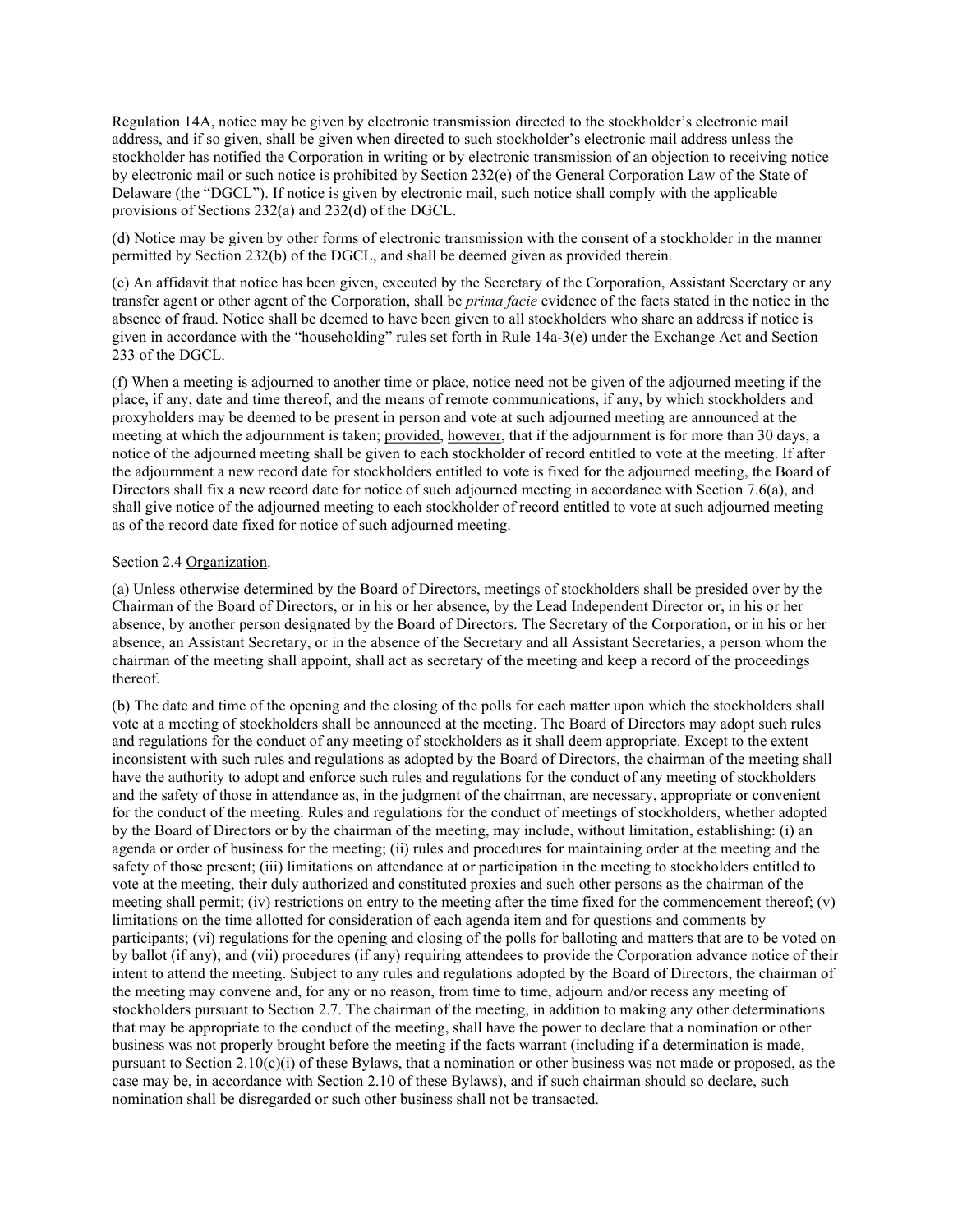Regulation 14A, notice may be given by electronic transmission directed to the stockholder's electronic mail address, and if so given, shall be given when directed to such stockholder's electronic mail address unless the stockholder has notified the Corporation in writing or by electronic transmission of an objection to receiving notice by electronic mail or such notice is prohibited by Section 232(e) of the General Corporation Law of the State of Delaware (the "DGCL"). If notice is given by electronic mail, such notice shall comply with the applicable provisions of Sections 232(a) and 232(d) of the DGCL.

(d) Notice may be given by other forms of electronic transmission with the consent of a stockholder in the manner permitted by Section 232(b) of the DGCL, and shall be deemed given as provided therein.

(e) An affidavit that notice has been given, executed by the Secretary of the Corporation, Assistant Secretary or any transfer agent or other agent of the Corporation, shall be *prima facie* evidence of the facts stated in the notice in the absence of fraud. Notice shall be deemed to have been given to all stockholders who share an address if notice is given in accordance with the "householding" rules set forth in Rule 14a-3(e) under the Exchange Act and Section 233 of the DGCL.

(f) When a meeting is adjourned to another time or place, notice need not be given of the adjourned meeting if the place, if any, date and time thereof, and the means of remote communications, if any, by which stockholders and proxyholders may be deemed to be present in person and vote at such adjourned meeting are announced at the meeting at which the adjournment is taken; provided, however, that if the adjournment is for more than 30 days, a notice of the adjourned meeting shall be given to each stockholder of record entitled to vote at the meeting. If after the adjournment a new record date for stockholders entitled to vote is fixed for the adjourned meeting, the Board of Directors shall fix a new record date for notice of such adjourned meeting in accordance with Section 7.6(a), and shall give notice of the adjourned meeting to each stockholder of record entitled to vote at such adjourned meeting as of the record date fixed for notice of such adjourned meeting.

Section 2.4 Organization.

(a) Unless otherwise determined by the Board of Directors, meetings of stockholders shall be presided over by the Chairman of the Board of Directors, or in his or her absence, by the Lead Independent Director or, in his or her absence, by another person designated by the Board of Directors. The Secretary of the Corporation, or in his or her absence, an Assistant Secretary, or in the absence of the Secretary and all Assistant Secretaries, a person whom the chairman of the meeting shall appoint, shall act as secretary of the meeting and keep a record of the proceedings thereof.

(b) The date and time of the opening and the closing of the polls for each matter upon which the stockholders shall vote at a meeting of stockholders shall be announced at the meeting. The Board of Directors may adopt such rules and regulations for the conduct of any meeting of stockholders as it shall deem appropriate. Except to the extent inconsistent with such rules and regulations as adopted by the Board of Directors, the chairman of the meeting shall have the authority to adopt and enforce such rules and regulations for the conduct of any meeting of stockholders and the safety of those in attendance as, in the judgment of the chairman, are necessary, appropriate or convenient for the conduct of the meeting. Rules and regulations for the conduct of meetings of stockholders, whether adopted by the Board of Directors or by the chairman of the meeting, may include, without limitation, establishing: (i) an agenda or order of business for the meeting; (ii) rules and procedures for maintaining order at the meeting and the safety of those present; (iii) limitations on attendance at or participation in the meeting to stockholders entitled to vote at the meeting, their duly authorized and constituted proxies and such other persons as the chairman of the meeting shall permit; (iv) restrictions on entry to the meeting after the time fixed for the commencement thereof; (v) limitations on the time allotted for consideration of each agenda item and for questions and comments by participants; (vi) regulations for the opening and closing of the polls for balloting and matters that are to be voted on by ballot (if any); and (vii) procedures (if any) requiring attendees to provide the Corporation advance notice of their intent to attend the meeting. Subject to any rules and regulations adopted by the Board of Directors, the chairman of the meeting may convene and, for any or no reason, from time to time, adjourn and/or recess any meeting of stockholders pursuant to Section 2.7. The chairman of the meeting, in addition to making any other determinations that may be appropriate to the conduct of the meeting, shall have the power to declare that a nomination or other business was not properly brought before the meeting if the facts warrant (including if a determination is made, pursuant to Section 2.10(c)(i) of these Bylaws, that a nomination or other business was not made or proposed, as the case may be, in accordance with Section 2.10 of these Bylaws), and if such chairman should so declare, such nomination shall be disregarded or such other business shall not be transacted.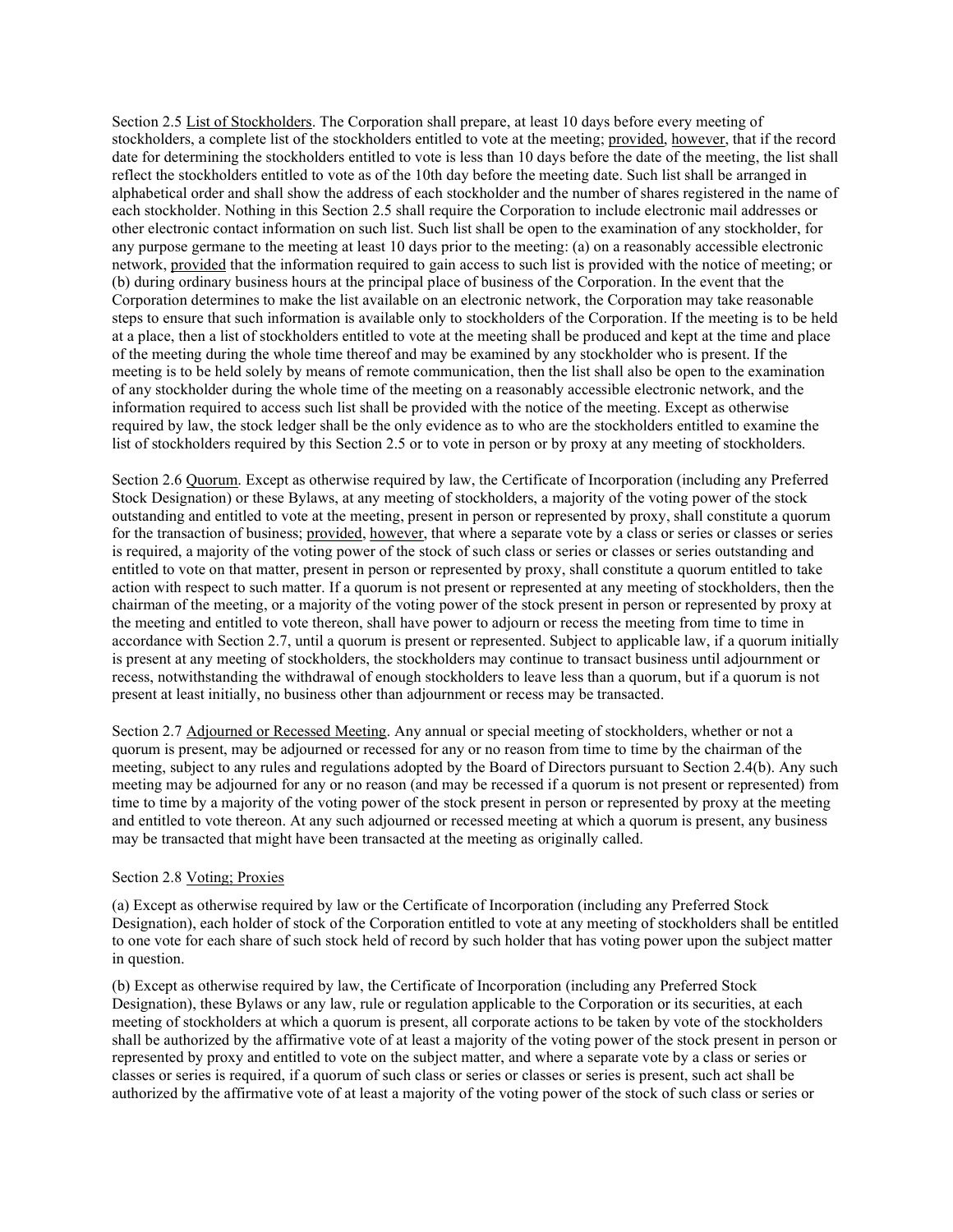Section 2.5 List of Stockholders. The Corporation shall prepare, at least 10 days before every meeting of stockholders, a complete list of the stockholders entitled to vote at the meeting; provided, however, that if the record date for determining the stockholders entitled to vote is less than 10 days before the date of the meeting, the list shall reflect the stockholders entitled to vote as of the 10th day before the meeting date. Such list shall be arranged in alphabetical order and shall show the address of each stockholder and the number of shares registered in the name of each stockholder. Nothing in this Section 2.5 shall require the Corporation to include electronic mail addresses or other electronic contact information on such list. Such list shall be open to the examination of any stockholder, for any purpose germane to the meeting at least 10 days prior to the meeting: (a) on a reasonably accessible electronic network, provided that the information required to gain access to such list is provided with the notice of meeting; or (b) during ordinary business hours at the principal place of business of the Corporation. In the event that the Corporation determines to make the list available on an electronic network, the Corporation may take reasonable steps to ensure that such information is available only to stockholders of the Corporation. If the meeting is to be held at a place, then a list of stockholders entitled to vote at the meeting shall be produced and kept at the time and place of the meeting during the whole time thereof and may be examined by any stockholder who is present. If the meeting is to be held solely by means of remote communication, then the list shall also be open to the examination of any stockholder during the whole time of the meeting on a reasonably accessible electronic network, and the information required to access such list shall be provided with the notice of the meeting. Except as otherwise required by law, the stock ledger shall be the only evidence as to who are the stockholders entitled to examine the list of stockholders required by this Section 2.5 or to vote in person or by proxy at any meeting of stockholders.

Section 2.6 Quorum. Except as otherwise required by law, the Certificate of Incorporation (including any Preferred Stock Designation) or these Bylaws, at any meeting of stockholders, a majority of the voting power of the stock outstanding and entitled to vote at the meeting, present in person or represented by proxy, shall constitute a quorum for the transaction of business; provided, however, that where a separate vote by a class or series or classes or series is required, a majority of the voting power of the stock of such class or series or classes or series outstanding and entitled to vote on that matter, present in person or represented by proxy, shall constitute a quorum entitled to take action with respect to such matter. If a quorum is not present or represented at any meeting of stockholders, then the chairman of the meeting, or a majority of the voting power of the stock present in person or represented by proxy at the meeting and entitled to vote thereon, shall have power to adjourn or recess the meeting from time to time in accordance with Section 2.7, until a quorum is present or represented. Subject to applicable law, if a quorum initially is present at any meeting of stockholders, the stockholders may continue to transact business until adjournment or recess, notwithstanding the withdrawal of enough stockholders to leave less than a quorum, but if a quorum is not present at least initially, no business other than adjournment or recess may be transacted.

Section 2.7 Adjourned or Recessed Meeting. Any annual or special meeting of stockholders, whether or not a quorum is present, may be adjourned or recessed for any or no reason from time to time by the chairman of the meeting, subject to any rules and regulations adopted by the Board of Directors pursuant to Section 2.4(b). Any such meeting may be adjourned for any or no reason (and may be recessed if a quorum is not present or represented) from time to time by a majority of the voting power of the stock present in person or represented by proxy at the meeting and entitled to vote thereon. At any such adjourned or recessed meeting at which a quorum is present, any business may be transacted that might have been transacted at the meeting as originally called.

Section 2.8 Voting; Proxies

(a) Except as otherwise required by law or the Certificate of Incorporation (including any Preferred Stock Designation), each holder of stock of the Corporation entitled to vote at any meeting of stockholders shall be entitled to one vote for each share of such stock held of record by such holder that has voting power upon the subject matter in question.

(b) Except as otherwise required by law, the Certificate of Incorporation (including any Preferred Stock Designation), these Bylaws or any law, rule or regulation applicable to the Corporation or its securities, at each meeting of stockholders at which a quorum is present, all corporate actions to be taken by vote of the stockholders shall be authorized by the affirmative vote of at least a majority of the voting power of the stock present in person or represented by proxy and entitled to vote on the subject matter, and where a separate vote by a class or series or classes or series is required, if a quorum of such class or series or classes or series is present, such act shall be authorized by the affirmative vote of at least a majority of the voting power of the stock of such class or series or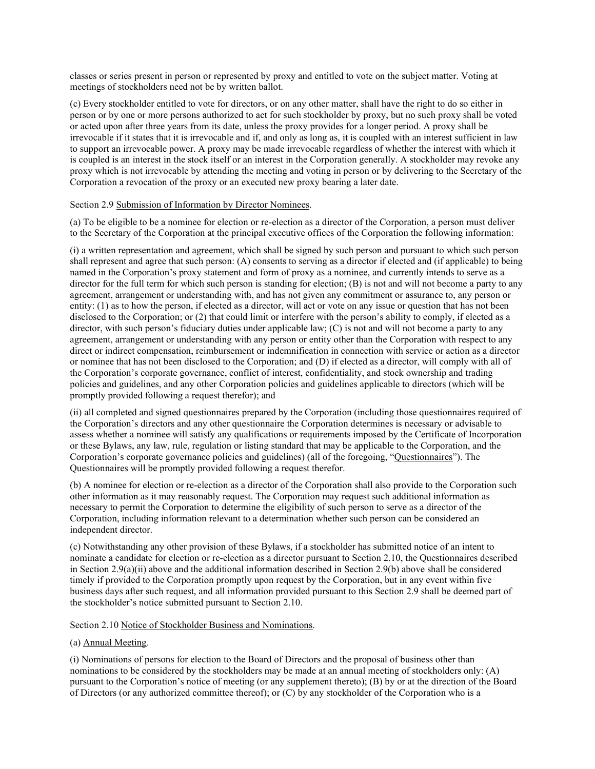classes or series present in person or represented by proxy and entitled to vote on the subject matter. Voting at meetings of stockholders need not be by written ballot.

(c) Every stockholder entitled to vote for directors, or on any other matter, shall have the right to do so either in person or by one or more persons authorized to act for such stockholder by proxy, but no such proxy shall be voted or acted upon after three years from its date, unless the proxy provides for a longer period. A proxy shall be irrevocable if it states that it is irrevocable and if, and only as long as, it is coupled with an interest sufficient in law to support an irrevocable power. A proxy may be made irrevocable regardless of whether the interest with which it is coupled is an interest in the stock itself or an interest in the Corporation generally. A stockholder may revoke any proxy which is not irrevocable by attending the meeting and voting in person or by delivering to the Secretary of the Corporation a revocation of the proxy or an executed new proxy bearing a later date.

Section 2.9 Submission of Information by Director Nominees.

(a) To be eligible to be a nominee for election or re-election as a director of the Corporation, a person must deliver to the Secretary of the Corporation at the principal executive offices of the Corporation the following information:

(i) a written representation and agreement, which shall be signed by such person and pursuant to which such person shall represent and agree that such person: (A) consents to serving as a director if elected and (if applicable) to being named in the Corporation's proxy statement and form of proxy as a nominee, and currently intends to serve as a director for the full term for which such person is standing for election; (B) is not and will not become a party to any agreement, arrangement or understanding with, and has not given any commitment or assurance to, any person or entity: (1) as to how the person, if elected as a director, will act or vote on any issue or question that has not been disclosed to the Corporation; or (2) that could limit or interfere with the person's ability to comply, if elected as a director, with such person's fiduciary duties under applicable law; (C) is not and will not become a party to any agreement, arrangement or understanding with any person or entity other than the Corporation with respect to any direct or indirect compensation, reimbursement or indemnification in connection with service or action as a director or nominee that has not been disclosed to the Corporation; and (D) if elected as a director, will comply with all of the Corporation's corporate governance, conflict of interest, confidentiality, and stock ownership and trading policies and guidelines, and any other Corporation policies and guidelines applicable to directors (which will be promptly provided following a request therefor); and

(ii) all completed and signed questionnaires prepared by the Corporation (including those questionnaires required of the Corporation's directors and any other questionnaire the Corporation determines is necessary or advisable to assess whether a nominee will satisfy any qualifications or requirements imposed by the Certificate of Incorporation or these Bylaws, any law, rule, regulation or listing standard that may be applicable to the Corporation, and the Corporation's corporate governance policies and guidelines) (all of the foregoing, "Questionnaires"). The Questionnaires will be promptly provided following a request therefor.

(b) A nominee for election or re-election as a director of the Corporation shall also provide to the Corporation such other information as it may reasonably request. The Corporation may request such additional information as necessary to permit the Corporation to determine the eligibility of such person to serve as a director of the Corporation, including information relevant to a determination whether such person can be considered an independent director.

(c) Notwithstanding any other provision of these Bylaws, if a stockholder has submitted notice of an intent to nominate a candidate for election or re-election as a director pursuant to Section 2.10, the Questionnaires described in Section 2.9(a)(ii) above and the additional information described in Section 2.9(b) above shall be considered timely if provided to the Corporation promptly upon request by the Corporation, but in any event within five business days after such request, and all information provided pursuant to this Section 2.9 shall be deemed part of the stockholder's notice submitted pursuant to Section 2.10.

Section 2.10 Notice of Stockholder Business and Nominations.

(a) Annual Meeting.

(i) Nominations of persons for election to the Board of Directors and the proposal of business other than nominations to be considered by the stockholders may be made at an annual meeting of stockholders only: (A) pursuant to the Corporation's notice of meeting (or any supplement thereto); (B) by or at the direction of the Board of Directors (or any authorized committee thereof); or (C) by any stockholder of the Corporation who is a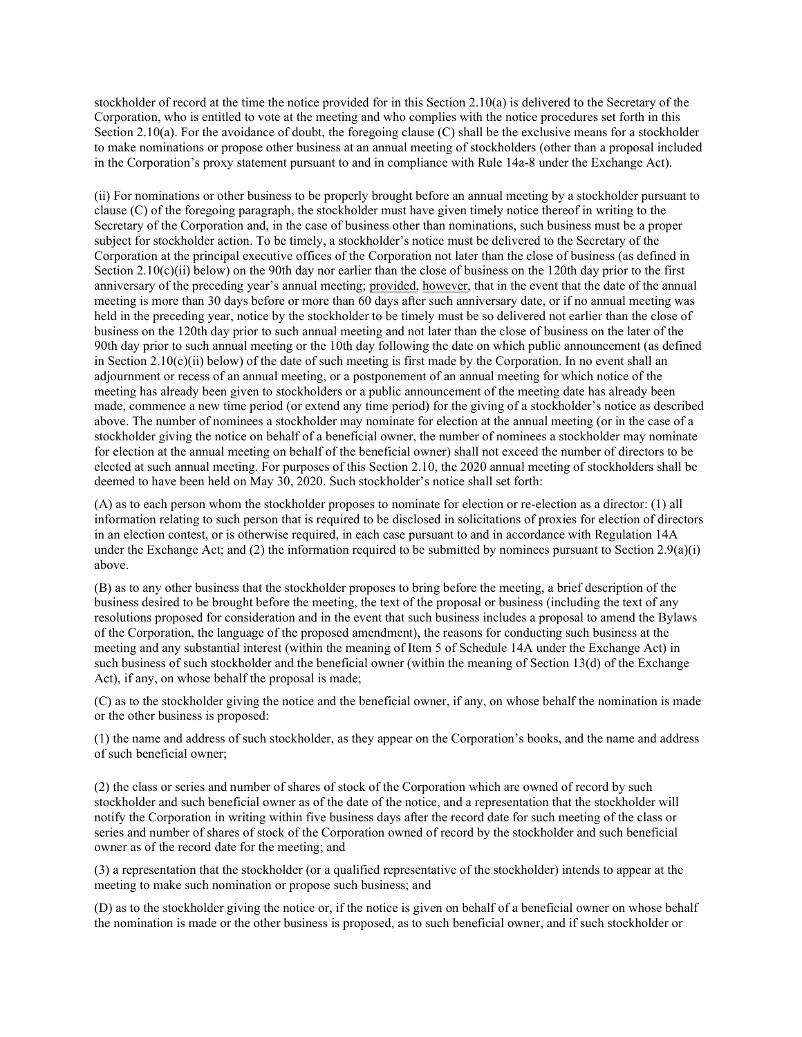stockholder of record at the time the notice provided for in this Section 2.10(a) is delivered to the Secretary of the Corporation, who is entitled to vote at the meeting and who complies with the notice procedures set forth in this Section 2.10(a). For the avoidance of doubt, the foregoing clause (C) shall be the exclusive means for a stockholder to make nominations or propose other business at an annual meeting of stockholders (other than a proposal included in the Corporation's proxy statement pursuant to and in compliance with Rule 14a-8 under the Exchange Act).

(ii) For nominations or other business to be properly brought before an annual meeting by a stockholder pursuant to clause (C) of the foregoing paragraph, the stockholder must have given timely notice thereof in writing to the Secretary of the Corporation and, in the case of business other than nominations, such business must be a proper subject for stockholder action. To be timely, a stockholder's notice must be delivered to the Secretary of the Corporation at the principal executive offices of the Corporation not later than the close of business (as defined in Section 2.10(c)(ii) below) on the 90th day nor earlier than the close of business on the 120th day prior to the first anniversary of the preceding year's annual meeting; provided, however, that in the event that the date of the annual meeting is more than 30 days before or more than 60 days after such anniversary date, or if no annual meeting was held in the preceding year, notice by the stockholder to be timely must be so delivered not earlier than the close of business on the 120th day prior to such annual meeting and not later than the close of business on the later of the 90th day prior to such annual meeting or the 10th day following the date on which public announcement (as defined in Section 2.10(c)(ii) below) of the date of such meeting is first made by the Corporation. In no event shall an adjournment or recess of an annual meeting, or a postponement of an annual meeting for which notice of the meeting has already been given to stockholders or a public announcement of the meeting date has already been made, commence a new time period (or extend any time period) for the giving of a stockholder's notice as described above. The number of nominees a stockholder may nominate for election at the annual meeting (or in the case of a stockholder giving the notice on behalf of a beneficial owner, the number of nominees a stockholder may nominate for election at the annual meeting on behalf of the beneficial owner) shall not exceed the number of directors to be elected at such annual meeting. For purposes of this Section 2.10, the 2020 annual meeting of stockholders shall be deemed to have been held on May 30, 2020. Such stockholder's notice shall set forth:

(A) as to each person whom the stockholder proposes to nominate for election or re-election as a director: (1) all information relating to such person that is required to be disclosed in solicitations of proxies for election of directors in an election contest, or is otherwise required, in each case pursuant to and in accordance with Regulation 14A under the Exchange Act; and (2) the information required to be submitted by nominees pursuant to Section 2.9(a)(i) above.

(B) as to any other business that the stockholder proposes to bring before the meeting, a brief description of the business desired to be brought before the meeting, the text of the proposal or business (including the text of any resolutions proposed for consideration and in the event that such business includes a proposal to amend the Bylaws of the Corporation, the language of the proposed amendment), the reasons for conducting such business at the meeting and any substantial interest (within the meaning of Item 5 of Schedule 14A under the Exchange Act) in such business of such stockholder and the beneficial owner (within the meaning of Section 13(d) of the Exchange Act), if any, on whose behalf the proposal is made;

(C) as to the stockholder giving the notice and the beneficial owner, if any, on whose behalf the nomination is made or the other business is proposed:

(1) the name and address of such stockholder, as they appear on the Corporation's books, and the name and address of such beneficial owner;

(2) the class or series and number of shares of stock of the Corporation which are owned of record by such stockholder and such beneficial owner as of the date of the notice, and a representation that the stockholder will notify the Corporation in writing within five business days after the record date for such meeting of the class or series and number of shares of stock of the Corporation owned of record by the stockholder and such beneficial owner as of the record date for the meeting; and

(3) a representation that the stockholder (or a qualified representative of the stockholder) intends to appear at the meeting to make such nomination or propose such business; and

(D) as to the stockholder giving the notice or, if the notice is given on behalf of a beneficial owner on whose behalf the nomination is made or the other business is proposed, as to such beneficial owner, and if such stockholder or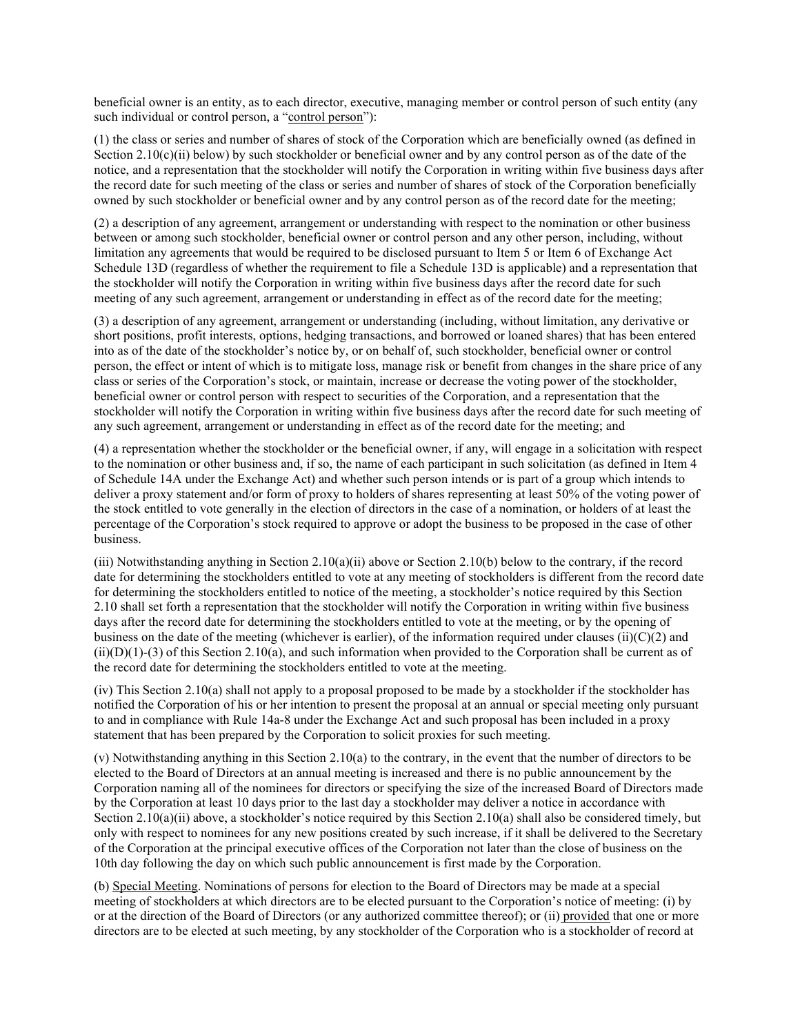beneficial owner is an entity, as to each director, executive, managing member or control person of such entity (any such individual or control person, a "control person"):

(1) the class or series and number of shares of stock of the Corporation which are beneficially owned (as defined in Section 2.10(c)(ii) below) by such stockholder or beneficial owner and by any control person as of the date of the notice, and a representation that the stockholder will notify the Corporation in writing within five business days after the record date for such meeting of the class or series and number of shares of stock of the Corporation beneficially owned by such stockholder or beneficial owner and by any control person as of the record date for the meeting;

(2) a description of any agreement, arrangement or understanding with respect to the nomination or other business between or among such stockholder, beneficial owner or control person and any other person, including, without limitation any agreements that would be required to be disclosed pursuant to Item 5 or Item 6 of Exchange Act Schedule 13D (regardless of whether the requirement to file a Schedule 13D is applicable) and a representation that the stockholder will notify the Corporation in writing within five business days after the record date for such meeting of any such agreement, arrangement or understanding in effect as of the record date for the meeting;

(3) a description of any agreement, arrangement or understanding (including, without limitation, any derivative or short positions, profit interests, options, hedging transactions, and borrowed or loaned shares) that has been entered into as of the date of the stockholder's notice by, or on behalf of, such stockholder, beneficial owner or control person, the effect or intent of which is to mitigate loss, manage risk or benefit from changes in the share price of any class or series of the Corporation's stock, or maintain, increase or decrease the voting power of the stockholder, beneficial owner or control person with respect to securities of the Corporation, and a representation that the stockholder will notify the Corporation in writing within five business days after the record date for such meeting of any such agreement, arrangement or understanding in effect as of the record date for the meeting; and

(4) a representation whether the stockholder or the beneficial owner, if any, will engage in a solicitation with respect to the nomination or other business and, if so, the name of each participant in such solicitation (as defined in Item 4 of Schedule 14A under the Exchange Act) and whether such person intends or is part of a group which intends to deliver a proxy statement and/or form of proxy to holders of shares representing at least 50% of the voting power of the stock entitled to vote generally in the election of directors in the case of a nomination, or holders of at least the percentage of the Corporation's stock required to approve or adopt the business to be proposed in the case of other business.

(iii) Notwithstanding anything in Section 2.10(a)(ii) above or Section 2.10(b) below to the contrary, if the record date for determining the stockholders entitled to vote at any meeting of stockholders is different from the record date for determining the stockholders entitled to notice of the meeting, a stockholder's notice required by this Section 2.10 shall set forth a representation that the stockholder will notify the Corporation in writing within five business days after the record date for determining the stockholders entitled to vote at the meeting, or by the opening of business on the date of the meeting (whichever is earlier), of the information required under clauses (ii)(C)(2) and (ii)(D)(1)-(3) of this Section 2.10(a), and such information when provided to the Corporation shall be current as of the record date for determining the stockholders entitled to vote at the meeting.

(iv) This Section 2.10(a) shall not apply to a proposal proposed to be made by a stockholder if the stockholder has notified the Corporation of his or her intention to present the proposal at an annual or special meeting only pursuant to and in compliance with Rule 14a-8 under the Exchange Act and such proposal has been included in a proxy statement that has been prepared by the Corporation to solicit proxies for such meeting.

(v) Notwithstanding anything in this Section 2.10(a) to the contrary, in the event that the number of directors to be elected to the Board of Directors at an annual meeting is increased and there is no public announcement by the Corporation naming all of the nominees for directors or specifying the size of the increased Board of Directors made by the Corporation at least 10 days prior to the last day a stockholder may deliver a notice in accordance with Section 2.10(a)(ii) above, a stockholder's notice required by this Section 2.10(a) shall also be considered timely, but only with respect to nominees for any new positions created by such increase, if it shall be delivered to the Secretary of the Corporation at the principal executive offices of the Corporation not later than the close of business on the 10th day following the day on which such public announcement is first made by the Corporation.

(b) Special Meeting. Nominations of persons for election to the Board of Directors may be made at a special meeting of stockholders at which directors are to be elected pursuant to the Corporation's notice of meeting: (i) by or at the direction of the Board of Directors (or any authorized committee thereof); or (ii) provided that one or more directors are to be elected at such meeting, by any stockholder of the Corporation who is a stockholder of record at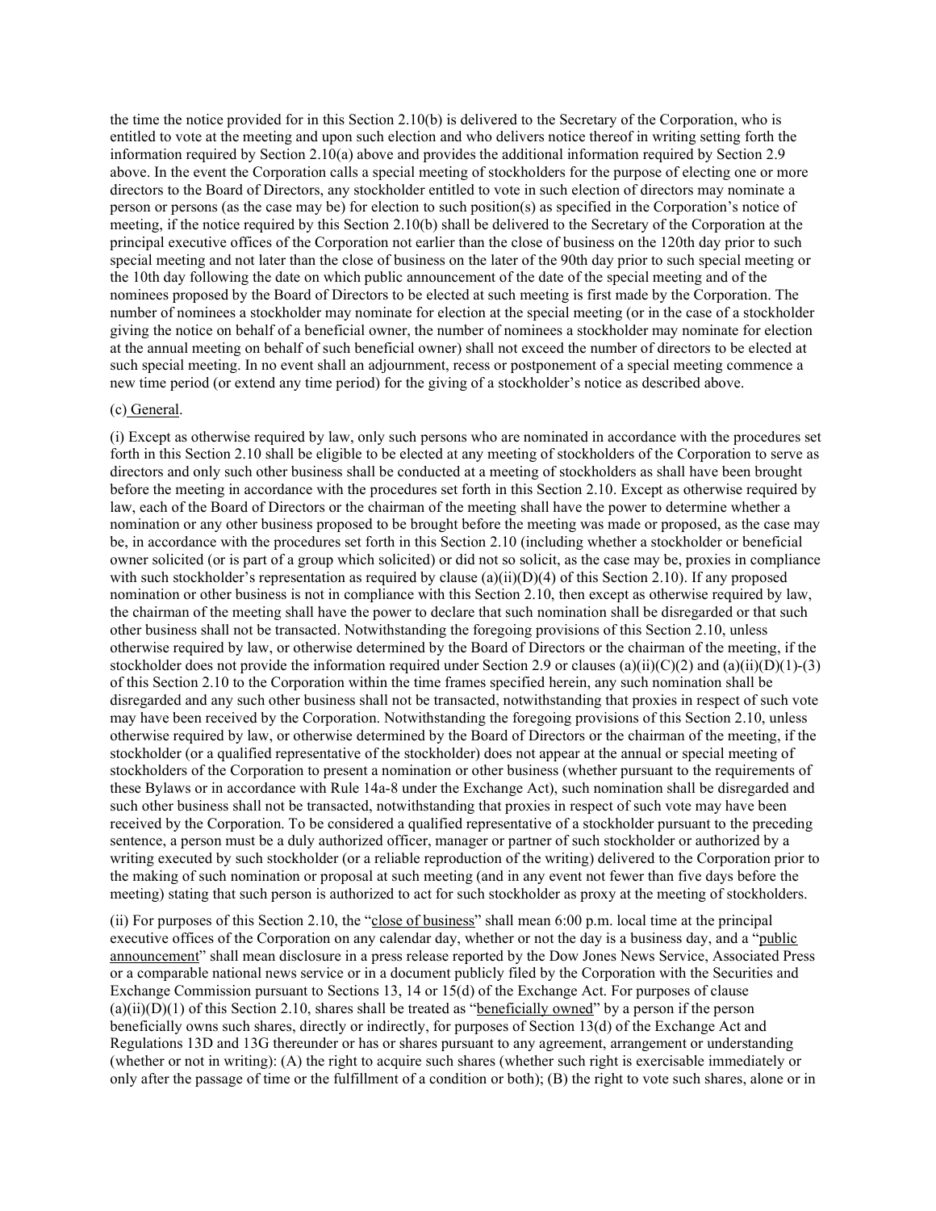the time the notice provided for in this Section 2.10(b) is delivered to the Secretary of the Corporation, who is entitled to vote at the meeting and upon such election and who delivers notice thereof in writing setting forth the information required by Section 2.10(a) above and provides the additional information required by Section 2.9 above. In the event the Corporation calls a special meeting of stockholders for the purpose of electing one or more directors to the Board of Directors, any stockholder entitled to vote in such election of directors may nominate a person or persons (as the case may be) for election to such position(s) as specified in the Corporation's notice of meeting, if the notice required by this Section 2.10(b) shall be delivered to the Secretary of the Corporation at the principal executive offices of the Corporation not earlier than the close of business on the 120th day prior to such special meeting and not later than the close of business on the later of the 90th day prior to such special meeting or the 10th day following the date on which public announcement of the date of the special meeting and of the nominees proposed by the Board of Directors to be elected at such meeting is first made by the Corporation. The number of nominees a stockholder may nominate for election at the special meeting (or in the case of a stockholder giving the notice on behalf of a beneficial owner, the number of nominees a stockholder may nominate for election at the annual meeting on behalf of such beneficial owner) shall not exceed the number of directors to be elected at such special meeting. In no event shall an adjournment, recess or postponement of a special meeting commence a new time period (or extend any time period) for the giving of a stockholder's notice as described above.

(c) General.

(i) Except as otherwise required by law, only such persons who are nominated in accordance with the procedures set forth in this Section 2.10 shall be eligible to be elected at any meeting of stockholders of the Corporation to serve as directors and only such other business shall be conducted at a meeting of stockholders as shall have been brought before the meeting in accordance with the procedures set forth in this Section 2.10. Except as otherwise required by law, each of the Board of Directors or the chairman of the meeting shall have the power to determine whether a nomination or any other business proposed to be brought before the meeting was made or proposed, as the case may be, in accordance with the procedures set forth in this Section 2.10 (including whether a stockholder or beneficial owner solicited (or is part of a group which solicited) or did not so solicit, as the case may be, proxies in compliance with such stockholder's representation as required by clause (a)(ii)(D)(4) of this Section 2.10). If any proposed nomination or other business is not in compliance with this Section 2.10, then except as otherwise required by law, the chairman of the meeting shall have the power to declare that such nomination shall be disregarded or that such other business shall not be transacted. Notwithstanding the foregoing provisions of this Section 2.10, unless otherwise required by law, or otherwise determined by the Board of Directors or the chairman of the meeting, if the stockholder does not provide the information required under Section 2.9 or clauses (a)(ii)(C)(2) and (a)(ii)(D)(1)-(3) of this Section 2.10 to the Corporation within the time frames specified herein, any such nomination shall be disregarded and any such other business shall not be transacted, notwithstanding that proxies in respect of such vote may have been received by the Corporation. Notwithstanding the foregoing provisions of this Section 2.10, unless otherwise required by law, or otherwise determined by the Board of Directors or the chairman of the meeting, if the stockholder (or a qualified representative of the stockholder) does not appear at the annual or special meeting of stockholders of the Corporation to present a nomination or other business (whether pursuant to the requirements of these Bylaws or in accordance with Rule 14a-8 under the Exchange Act), such nomination shall be disregarded and such other business shall not be transacted, notwithstanding that proxies in respect of such vote may have been received by the Corporation. To be considered a qualified representative of a stockholder pursuant to the preceding sentence, a person must be a duly authorized officer, manager or partner of such stockholder or authorized by a writing executed by such stockholder (or a reliable reproduction of the writing) delivered to the Corporation prior to the making of such nomination or proposal at such meeting (and in any event not fewer than five days before the meeting) stating that such person is authorized to act for such stockholder as proxy at the meeting of stockholders.

(ii) For purposes of this Section 2.10, the "close of business" shall mean 6:00 p.m. local time at the principal executive offices of the Corporation on any calendar day, whether or not the day is a business day, and a "public announcement" shall mean disclosure in a press release reported by the Dow Jones News Service, Associated Press or a comparable national news service or in a document publicly filed by the Corporation with the Securities and Exchange Commission pursuant to Sections 13, 14 or 15(d) of the Exchange Act. For purposes of clause (a)(ii)(D)(1) of this Section 2.10, shares shall be treated as "beneficially owned" by a person if the person beneficially owns such shares, directly or indirectly, for purposes of Section 13(d) of the Exchange Act and Regulations 13D and 13G thereunder or has or shares pursuant to any agreement, arrangement or understanding (whether or not in writing): (A) the right to acquire such shares (whether such right is exercisable immediately or only after the passage of time or the fulfillment of a condition or both); (B) the right to vote such shares, alone or in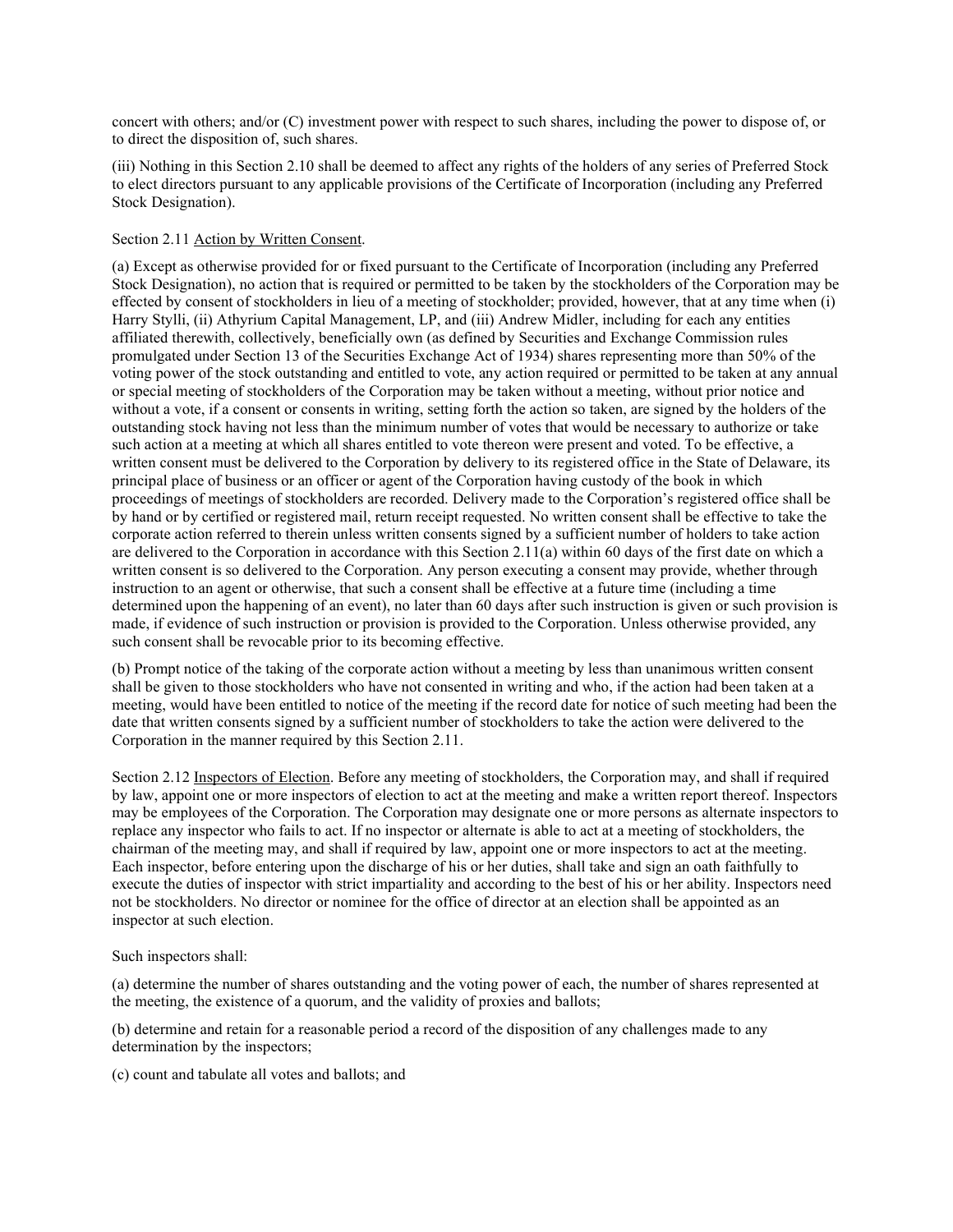concert with others; and/or (C) investment power with respect to such shares, including the power to dispose of, or to direct the disposition of, such shares.

(iii) Nothing in this Section 2.10 shall be deemed to affect any rights of the holders of any series of Preferred Stock to elect directors pursuant to any applicable provisions of the Certificate of Incorporation (including any Preferred Stock Designation).

Section 2.11 Action by Written Consent.

(a) Except as otherwise provided for or fixed pursuant to the Certificate of Incorporation (including any Preferred Stock Designation), no action that is required or permitted to be taken by the stockholders of the Corporation may be effected by consent of stockholders in lieu of a meeting of stockholder; provided, however, that at any time when (i) Harry Stylli, (ii) Athyrium Capital Management, LP, and (iii) Andrew Midler, including for each any entities affiliated therewith, collectively, beneficially own (as defined by Securities and Exchange Commission rules promulgated under Section 13 of the Securities Exchange Act of 1934) shares representing more than 50% of the voting power of the stock outstanding and entitled to vote, any action required or permitted to be taken at any annual or special meeting of stockholders of the Corporation may be taken without a meeting, without prior notice and without a vote, if a consent or consents in writing, setting forth the action so taken, are signed by the holders of the outstanding stock having not less than the minimum number of votes that would be necessary to authorize or take such action at a meeting at which all shares entitled to vote thereon were present and voted. To be effective, a written consent must be delivered to the Corporation by delivery to its registered office in the State of Delaware, its principal place of business or an officer or agent of the Corporation having custody of the book in which proceedings of meetings of stockholders are recorded. Delivery made to the Corporation's registered office shall be by hand or by certified or registered mail, return receipt requested. No written consent shall be effective to take the corporate action referred to therein unless written consents signed by a sufficient number of holders to take action are delivered to the Corporation in accordance with this Section 2.11(a) within 60 days of the first date on which a written consent is so delivered to the Corporation. Any person executing a consent may provide, whether through instruction to an agent or otherwise, that such a consent shall be effective at a future time (including a time determined upon the happening of an event), no later than 60 days after such instruction is given or such provision is made, if evidence of such instruction or provision is provided to the Corporation. Unless otherwise provided, any such consent shall be revocable prior to its becoming effective.

(b) Prompt notice of the taking of the corporate action without a meeting by less than unanimous written consent shall be given to those stockholders who have not consented in writing and who, if the action had been taken at a meeting, would have been entitled to notice of the meeting if the record date for notice of such meeting had been the date that written consents signed by a sufficient number of stockholders to take the action were delivered to the Corporation in the manner required by this Section 2.11.

Section 2.12 Inspectors of Election. Before any meeting of stockholders, the Corporation may, and shall if required by law, appoint one or more inspectors of election to act at the meeting and make a written report thereof. Inspectors may be employees of the Corporation. The Corporation may designate one or more persons as alternate inspectors to replace any inspector who fails to act. If no inspector or alternate is able to act at a meeting of stockholders, the chairman of the meeting may, and shall if required by law, appoint one or more inspectors to act at the meeting. Each inspector, before entering upon the discharge of his or her duties, shall take and sign an oath faithfully to execute the duties of inspector with strict impartiality and according to the best of his or her ability. Inspectors need not be stockholders. No director or nominee for the office of director at an election shall be appointed as an inspector at such election.

Such inspectors shall:

(a) determine the number of shares outstanding and the voting power of each, the number of shares represented at the meeting, the existence of a quorum, and the validity of proxies and ballots;

(b) determine and retain for a reasonable period a record of the disposition of any challenges made to any determination by the inspectors;

(c) count and tabulate all votes and ballots; and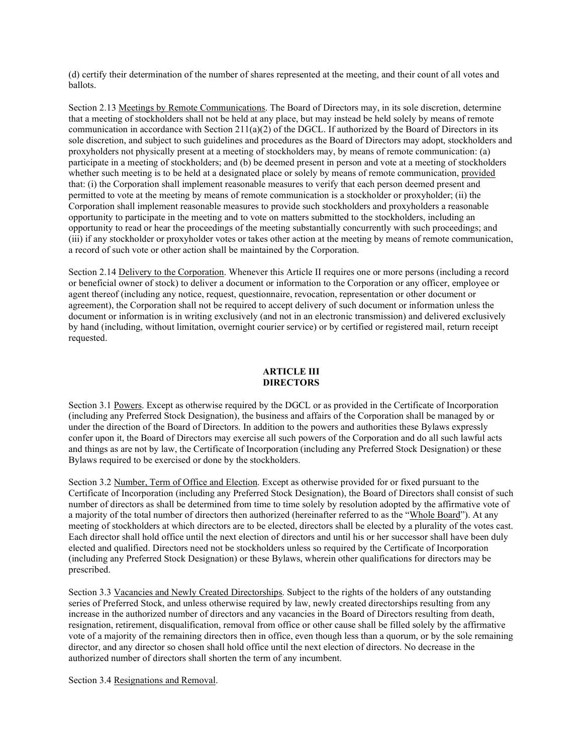(d) certify their determination of the number of shares represented at the meeting, and their count of all votes and ballots.

Section 2.13 Meetings by Remote Communications. The Board of Directors may, in its sole discretion, determine that a meeting of stockholders shall not be held at any place, but may instead be held solely by means of remote communication in accordance with Section 211(a)(2) of the DGCL. If authorized by the Board of Directors in its sole discretion, and subject to such guidelines and procedures as the Board of Directors may adopt, stockholders and proxyholders not physically present at a meeting of stockholders may, by means of remote communication: (a) participate in a meeting of stockholders; and (b) be deemed present in person and vote at a meeting of stockholders whether such meeting is to be held at a designated place or solely by means of remote communication, provided that: (i) the Corporation shall implement reasonable measures to verify that each person deemed present and permitted to vote at the meeting by means of remote communication is a stockholder or proxyholder; (ii) the Corporation shall implement reasonable measures to provide such stockholders and proxyholders a reasonable opportunity to participate in the meeting and to vote on matters submitted to the stockholders, including an opportunity to read or hear the proceedings of the meeting substantially concurrently with such proceedings; and (iii) if any stockholder or proxyholder votes or takes other action at the meeting by means of remote communication, a record of such vote or other action shall be maintained by the Corporation.

Section 2.14 Delivery to the Corporation. Whenever this Article II requires one or more persons (including a record or beneficial owner of stock) to deliver a document or information to the Corporation or any officer, employee or agent thereof (including any notice, request, questionnaire, revocation, representation or other document or agreement), the Corporation shall not be required to accept delivery of such document or information unless the document or information is in writing exclusively (and not in an electronic transmission) and delivered exclusively by hand (including, without limitation, overnight courier service) or by certified or registered mail, return receipt requested.

## ARTICLE III
## DIRECTORS

Section 3.1 Powers. Except as otherwise required by the DGCL or as provided in the Certificate of Incorporation (including any Preferred Stock Designation), the business and affairs of the Corporation shall be managed by or under the direction of the Board of Directors. In addition to the powers and authorities these Bylaws expressly confer upon it, the Board of Directors may exercise all such powers of the Corporation and do all such lawful acts and things as are not by law, the Certificate of Incorporation (including any Preferred Stock Designation) or these Bylaws required to be exercised or done by the stockholders.

Section 3.2 Number, Term of Office and Election. Except as otherwise provided for or fixed pursuant to the Certificate of Incorporation (including any Preferred Stock Designation), the Board of Directors shall consist of such number of directors as shall be determined from time to time solely by resolution adopted by the affirmative vote of a majority of the total number of directors then authorized (hereinafter referred to as the "Whole Board"). At any meeting of stockholders at which directors are to be elected, directors shall be elected by a plurality of the votes cast. Each director shall hold office until the next election of directors and until his or her successor shall have been duly elected and qualified. Directors need not be stockholders unless so required by the Certificate of Incorporation (including any Preferred Stock Designation) or these Bylaws, wherein other qualifications for directors may be prescribed.

Section 3.3 Vacancies and Newly Created Directorships. Subject to the rights of the holders of any outstanding series of Preferred Stock, and unless otherwise required by law, newly created directorships resulting from any increase in the authorized number of directors and any vacancies in the Board of Directors resulting from death, resignation, retirement, disqualification, removal from office or other cause shall be filled solely by the affirmative vote of a majority of the remaining directors then in office, even though less than a quorum, or by the sole remaining director, and any director so chosen shall hold office until the next election of directors. No decrease in the authorized number of directors shall shorten the term of any incumbent.

Section 3.4 Resignations and Removal.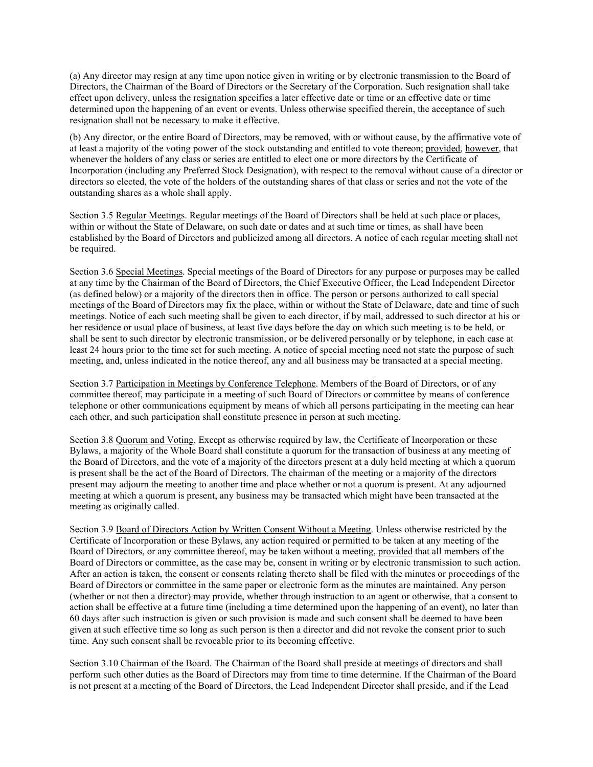(a) Any director may resign at any time upon notice given in writing or by electronic transmission to the Board of Directors, the Chairman of the Board of Directors or the Secretary of the Corporation. Such resignation shall take effect upon delivery, unless the resignation specifies a later effective date or time or an effective date or time determined upon the happening of an event or events. Unless otherwise specified therein, the acceptance of such resignation shall not be necessary to make it effective.

(b) Any director, or the entire Board of Directors, may be removed, with or without cause, by the affirmative vote of at least a majority of the voting power of the stock outstanding and entitled to vote thereon; provided, however, that whenever the holders of any class or series are entitled to elect one or more directors by the Certificate of Incorporation (including any Preferred Stock Designation), with respect to the removal without cause of a director or directors so elected, the vote of the holders of the outstanding shares of that class or series and not the vote of the outstanding shares as a whole shall apply.

Section 3.5 Regular Meetings. Regular meetings of the Board of Directors shall be held at such place or places, within or without the State of Delaware, on such date or dates and at such time or times, as shall have been established by the Board of Directors and publicized among all directors. A notice of each regular meeting shall not be required.

Section 3.6 Special Meetings. Special meetings of the Board of Directors for any purpose or purposes may be called at any time by the Chairman of the Board of Directors, the Chief Executive Officer, the Lead Independent Director (as defined below) or a majority of the directors then in office. The person or persons authorized to call special meetings of the Board of Directors may fix the place, within or without the State of Delaware, date and time of such meetings. Notice of each such meeting shall be given to each director, if by mail, addressed to such director at his or her residence or usual place of business, at least five days before the day on which such meeting is to be held, or shall be sent to such director by electronic transmission, or be delivered personally or by telephone, in each case at least 24 hours prior to the time set for such meeting. A notice of special meeting need not state the purpose of such meeting, and, unless indicated in the notice thereof, any and all business may be transacted at a special meeting.

Section 3.7 Participation in Meetings by Conference Telephone. Members of the Board of Directors, or of any committee thereof, may participate in a meeting of such Board of Directors or committee by means of conference telephone or other communications equipment by means of which all persons participating in the meeting can hear each other, and such participation shall constitute presence in person at such meeting.

Section 3.8 Quorum and Voting. Except as otherwise required by law, the Certificate of Incorporation or these Bylaws, a majority of the Whole Board shall constitute a quorum for the transaction of business at any meeting of the Board of Directors, and the vote of a majority of the directors present at a duly held meeting at which a quorum is present shall be the act of the Board of Directors. The chairman of the meeting or a majority of the directors present may adjourn the meeting to another time and place whether or not a quorum is present. At any adjourned meeting at which a quorum is present, any business may be transacted which might have been transacted at the meeting as originally called.

Section 3.9 Board of Directors Action by Written Consent Without a Meeting. Unless otherwise restricted by the Certificate of Incorporation or these Bylaws, any action required or permitted to be taken at any meeting of the Board of Directors, or any committee thereof, may be taken without a meeting, provided that all members of the Board of Directors or committee, as the case may be, consent in writing or by electronic transmission to such action. After an action is taken, the consent or consents relating thereto shall be filed with the minutes or proceedings of the Board of Directors or committee in the same paper or electronic form as the minutes are maintained. Any person (whether or not then a director) may provide, whether through instruction to an agent or otherwise, that a consent to action shall be effective at a future time (including a time determined upon the happening of an event), no later than 60 days after such instruction is given or such provision is made and such consent shall be deemed to have been given at such effective time so long as such person is then a director and did not revoke the consent prior to such time. Any such consent shall be revocable prior to its becoming effective.

Section 3.10 Chairman of the Board. The Chairman of the Board shall preside at meetings of directors and shall perform such other duties as the Board of Directors may from time to time determine. If the Chairman of the Board is not present at a meeting of the Board of Directors, the Lead Independent Director shall preside, and if the Lead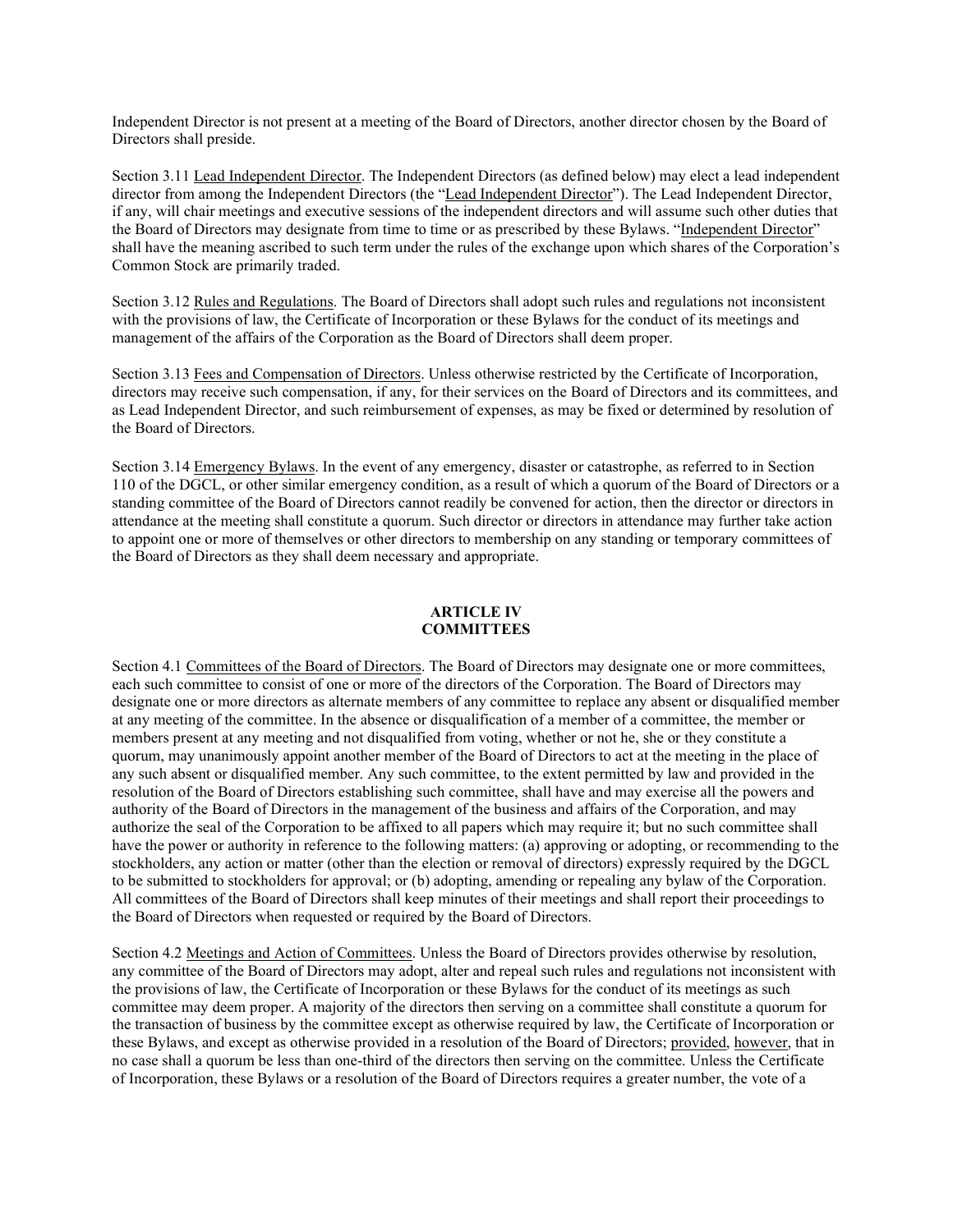Independent Director is not present at a meeting of the Board of Directors, another director chosen by the Board of Directors shall preside.

Section 3.11 Lead Independent Director. The Independent Directors (as defined below) may elect a lead independent director from among the Independent Directors (the "Lead Independent Director"). The Lead Independent Director, if any, will chair meetings and executive sessions of the independent directors and will assume such other duties that the Board of Directors may designate from time to time or as prescribed by these Bylaws. "Independent Director" shall have the meaning ascribed to such term under the rules of the exchange upon which shares of the Corporation's Common Stock are primarily traded.

Section 3.12 Rules and Regulations. The Board of Directors shall adopt such rules and regulations not inconsistent with the provisions of law, the Certificate of Incorporation or these Bylaws for the conduct of its meetings and management of the affairs of the Corporation as the Board of Directors shall deem proper.

Section 3.13 Fees and Compensation of Directors. Unless otherwise restricted by the Certificate of Incorporation, directors may receive such compensation, if any, for their services on the Board of Directors and its committees, and as Lead Independent Director, and such reimbursement of expenses, as may be fixed or determined by resolution of the Board of Directors.

Section 3.14 Emergency Bylaws. In the event of any emergency, disaster or catastrophe, as referred to in Section 110 of the DGCL, or other similar emergency condition, as a result of which a quorum of the Board of Directors or a standing committee of the Board of Directors cannot readily be convened for action, then the director or directors in attendance at the meeting shall constitute a quorum. Such director or directors in attendance may further take action to appoint one or more of themselves or other directors to membership on any standing or temporary committees of the Board of Directors as they shall deem necessary and appropriate.

## ARTICLE IV
## COMMITTEES

Section 4.1 Committees of the Board of Directors. The Board of Directors may designate one or more committees, each such committee to consist of one or more of the directors of the Corporation. The Board of Directors may designate one or more directors as alternate members of any committee to replace any absent or disqualified member at any meeting of the committee. In the absence or disqualification of a member of a committee, the member or members present at any meeting and not disqualified from voting, whether or not he, she or they constitute a quorum, may unanimously appoint another member of the Board of Directors to act at the meeting in the place of any such absent or disqualified member. Any such committee, to the extent permitted by law and provided in the resolution of the Board of Directors establishing such committee, shall have and may exercise all the powers and authority of the Board of Directors in the management of the business and affairs of the Corporation, and may authorize the seal of the Corporation to be affixed to all papers which may require it; but no such committee shall have the power or authority in reference to the following matters: (a) approving or adopting, or recommending to the stockholders, any action or matter (other than the election or removal of directors) expressly required by the DGCL to be submitted to stockholders for approval; or (b) adopting, amending or repealing any bylaw of the Corporation. All committees of the Board of Directors shall keep minutes of their meetings and shall report their proceedings to the Board of Directors when requested or required by the Board of Directors.

Section 4.2 Meetings and Action of Committees. Unless the Board of Directors provides otherwise by resolution, any committee of the Board of Directors may adopt, alter and repeal such rules and regulations not inconsistent with the provisions of law, the Certificate of Incorporation or these Bylaws for the conduct of its meetings as such committee may deem proper. A majority of the directors then serving on a committee shall constitute a quorum for the transaction of business by the committee except as otherwise required by law, the Certificate of Incorporation or these Bylaws, and except as otherwise provided in a resolution of the Board of Directors; provided, however, that in no case shall a quorum be less than one-third of the directors then serving on the committee. Unless the Certificate of Incorporation, these Bylaws or a resolution of the Board of Directors requires a greater number, the vote of a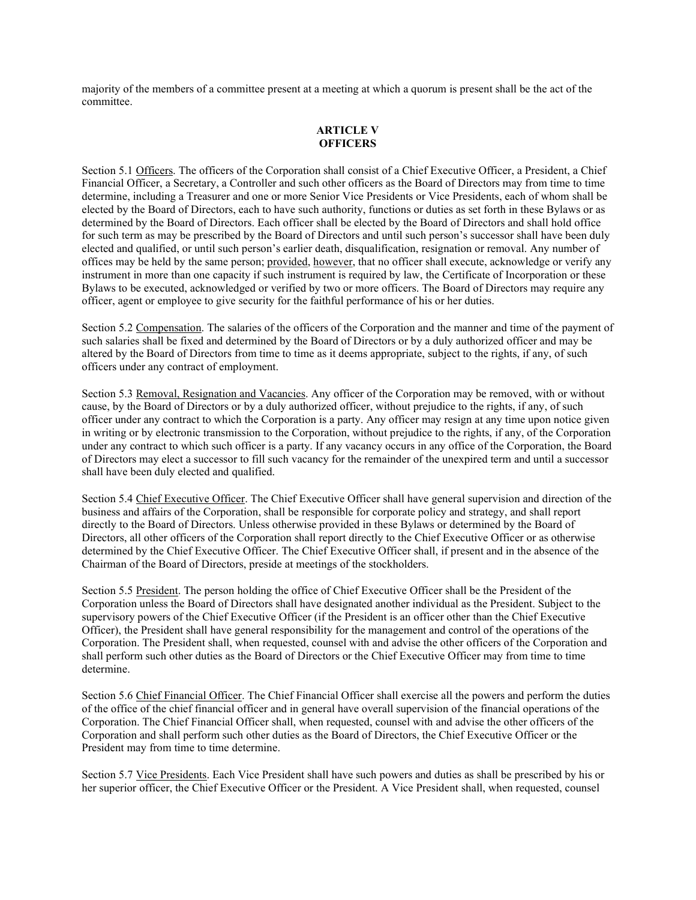majority of the members of a committee present at a meeting at which a quorum is present shall be the act of the committee.

## ARTICLE V
## OFFICERS

Section 5.1 Officers. The officers of the Corporation shall consist of a Chief Executive Officer, a President, a Chief Financial Officer, a Secretary, a Controller and such other officers as the Board of Directors may from time to time determine, including a Treasurer and one or more Senior Vice Presidents or Vice Presidents, each of whom shall be elected by the Board of Directors, each to have such authority, functions or duties as set forth in these Bylaws or as determined by the Board of Directors. Each officer shall be elected by the Board of Directors and shall hold office for such term as may be prescribed by the Board of Directors and until such person's successor shall have been duly elected and qualified, or until such person's earlier death, disqualification, resignation or removal. Any number of offices may be held by the same person; provided, however, that no officer shall execute, acknowledge or verify any instrument in more than one capacity if such instrument is required by law, the Certificate of Incorporation or these Bylaws to be executed, acknowledged or verified by two or more officers. The Board of Directors may require any officer, agent or employee to give security for the faithful performance of his or her duties.

Section 5.2 Compensation. The salaries of the officers of the Corporation and the manner and time of the payment of such salaries shall be fixed and determined by the Board of Directors or by a duly authorized officer and may be altered by the Board of Directors from time to time as it deems appropriate, subject to the rights, if any, of such officers under any contract of employment.

Section 5.3 Removal, Resignation and Vacancies. Any officer of the Corporation may be removed, with or without cause, by the Board of Directors or by a duly authorized officer, without prejudice to the rights, if any, of such officer under any contract to which the Corporation is a party. Any officer may resign at any time upon notice given in writing or by electronic transmission to the Corporation, without prejudice to the rights, if any, of the Corporation under any contract to which such officer is a party. If any vacancy occurs in any office of the Corporation, the Board of Directors may elect a successor to fill such vacancy for the remainder of the unexpired term and until a successor shall have been duly elected and qualified.

Section 5.4 Chief Executive Officer. The Chief Executive Officer shall have general supervision and direction of the business and affairs of the Corporation, shall be responsible for corporate policy and strategy, and shall report directly to the Board of Directors. Unless otherwise provided in these Bylaws or determined by the Board of Directors, all other officers of the Corporation shall report directly to the Chief Executive Officer or as otherwise determined by the Chief Executive Officer. The Chief Executive Officer shall, if present and in the absence of the Chairman of the Board of Directors, preside at meetings of the stockholders.

Section 5.5 President. The person holding the office of Chief Executive Officer shall be the President of the Corporation unless the Board of Directors shall have designated another individual as the President. Subject to the supervisory powers of the Chief Executive Officer (if the President is an officer other than the Chief Executive Officer), the President shall have general responsibility for the management and control of the operations of the Corporation. The President shall, when requested, counsel with and advise the other officers of the Corporation and shall perform such other duties as the Board of Directors or the Chief Executive Officer may from time to time determine.

Section 5.6 Chief Financial Officer. The Chief Financial Officer shall exercise all the powers and perform the duties of the office of the chief financial officer and in general have overall supervision of the financial operations of the Corporation. The Chief Financial Officer shall, when requested, counsel with and advise the other officers of the Corporation and shall perform such other duties as the Board of Directors, the Chief Executive Officer or the President may from time to time determine.

Section 5.7 Vice Presidents. Each Vice President shall have such powers and duties as shall be prescribed by his or her superior officer, the Chief Executive Officer or the President. A Vice President shall, when requested, counsel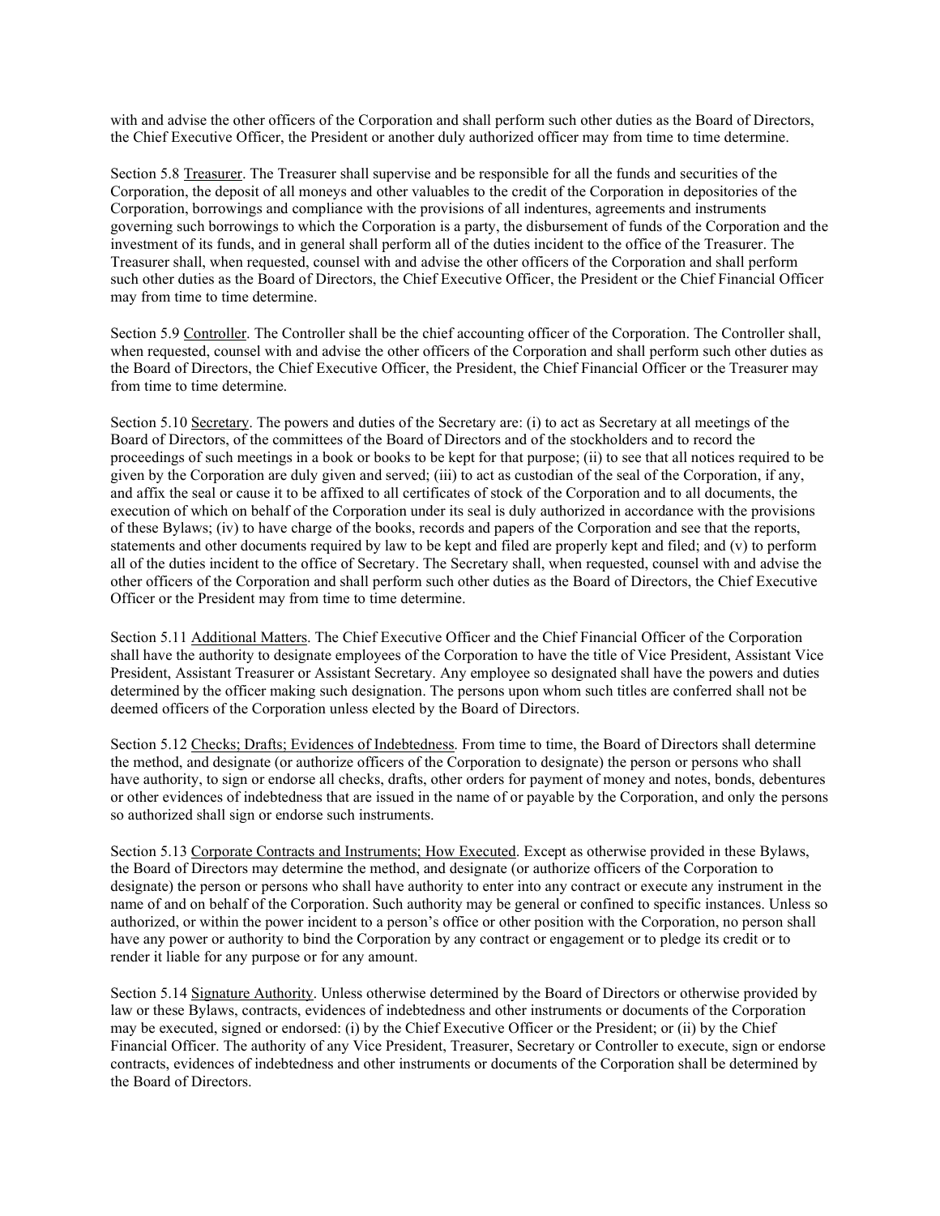with and advise the other officers of the Corporation and shall perform such other duties as the Board of Directors, the Chief Executive Officer, the President or another duly authorized officer may from time to time determine.

Section 5.8 Treasurer. The Treasurer shall supervise and be responsible for all the funds and securities of the Corporation, the deposit of all moneys and other valuables to the credit of the Corporation in depositories of the Corporation, borrowings and compliance with the provisions of all indentures, agreements and instruments governing such borrowings to which the Corporation is a party, the disbursement of funds of the Corporation and the investment of its funds, and in general shall perform all of the duties incident to the office of the Treasurer. The Treasurer shall, when requested, counsel with and advise the other officers of the Corporation and shall perform such other duties as the Board of Directors, the Chief Executive Officer, the President or the Chief Financial Officer may from time to time determine.

Section 5.9 Controller. The Controller shall be the chief accounting officer of the Corporation. The Controller shall, when requested, counsel with and advise the other officers of the Corporation and shall perform such other duties as the Board of Directors, the Chief Executive Officer, the President, the Chief Financial Officer or the Treasurer may from time to time determine.

Section 5.10 Secretary. The powers and duties of the Secretary are: (i) to act as Secretary at all meetings of the Board of Directors, of the committees of the Board of Directors and of the stockholders and to record the proceedings of such meetings in a book or books to be kept for that purpose; (ii) to see that all notices required to be given by the Corporation are duly given and served; (iii) to act as custodian of the seal of the Corporation, if any, and affix the seal or cause it to be affixed to all certificates of stock of the Corporation and to all documents, the execution of which on behalf of the Corporation under its seal is duly authorized in accordance with the provisions of these Bylaws; (iv) to have charge of the books, records and papers of the Corporation and see that the reports, statements and other documents required by law to be kept and filed are properly kept and filed; and (v) to perform all of the duties incident to the office of Secretary. The Secretary shall, when requested, counsel with and advise the other officers of the Corporation and shall perform such other duties as the Board of Directors, the Chief Executive Officer or the President may from time to time determine.

Section 5.11 Additional Matters. The Chief Executive Officer and the Chief Financial Officer of the Corporation shall have the authority to designate employees of the Corporation to have the title of Vice President, Assistant Vice President, Assistant Treasurer or Assistant Secretary. Any employee so designated shall have the powers and duties determined by the officer making such designation. The persons upon whom such titles are conferred shall not be deemed officers of the Corporation unless elected by the Board of Directors.

Section 5.12 Checks; Drafts; Evidences of Indebtedness. From time to time, the Board of Directors shall determine the method, and designate (or authorize officers of the Corporation to designate) the person or persons who shall have authority, to sign or endorse all checks, drafts, other orders for payment of money and notes, bonds, debentures or other evidences of indebtedness that are issued in the name of or payable by the Corporation, and only the persons so authorized shall sign or endorse such instruments.

Section 5.13 Corporate Contracts and Instruments; How Executed. Except as otherwise provided in these Bylaws, the Board of Directors may determine the method, and designate (or authorize officers of the Corporation to designate) the person or persons who shall have authority to enter into any contract or execute any instrument in the name of and on behalf of the Corporation. Such authority may be general or confined to specific instances. Unless so authorized, or within the power incident to a person's office or other position with the Corporation, no person shall have any power or authority to bind the Corporation by any contract or engagement or to pledge its credit or to render it liable for any purpose or for any amount.

Section 5.14 Signature Authority. Unless otherwise determined by the Board of Directors or otherwise provided by law or these Bylaws, contracts, evidences of indebtedness and other instruments or documents of the Corporation may be executed, signed or endorsed: (i) by the Chief Executive Officer or the President; or (ii) by the Chief Financial Officer. The authority of any Vice President, Treasurer, Secretary or Controller to execute, sign or endorse contracts, evidences of indebtedness and other instruments or documents of the Corporation shall be determined by the Board of Directors.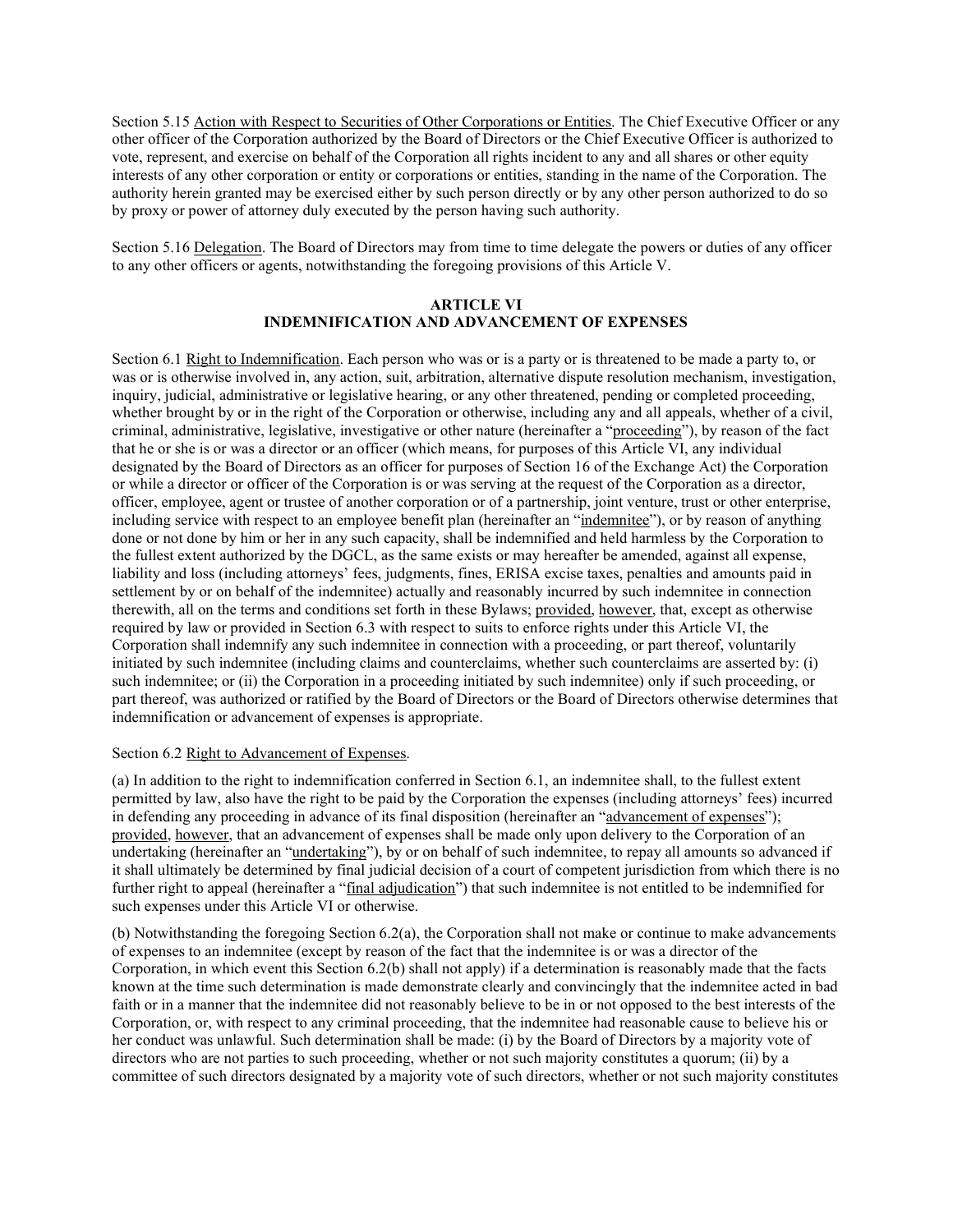Section 5.15 Action with Respect to Securities of Other Corporations or Entities. The Chief Executive Officer or any other officer of the Corporation authorized by the Board of Directors or the Chief Executive Officer is authorized to vote, represent, and exercise on behalf of the Corporation all rights incident to any and all shares or other equity interests of any other corporation or entity or corporations or entities, standing in the name of the Corporation. The authority herein granted may be exercised either by such person directly or by any other person authorized to do so by proxy or power of attorney duly executed by the person having such authority.

Section 5.16 Delegation. The Board of Directors may from time to time delegate the powers or duties of any officer to any other officers or agents, notwithstanding the foregoing provisions of this Article V.

## ARTICLE VI
## INDEMNIFICATION AND ADVANCEMENT OF EXPENSES

Section 6.1 Right to Indemnification. Each person who was or is a party or is threatened to be made a party to, or was or is otherwise involved in, any action, suit, arbitration, alternative dispute resolution mechanism, investigation, inquiry, judicial, administrative or legislative hearing, or any other threatened, pending or completed proceeding, whether brought by or in the right of the Corporation or otherwise, including any and all appeals, whether of a civil, criminal, administrative, legislative, investigative or other nature (hereinafter a "proceeding"), by reason of the fact that he or she is or was a director or an officer (which means, for purposes of this Article VI, any individual designated by the Board of Directors as an officer for purposes of Section 16 of the Exchange Act) the Corporation or while a director or officer of the Corporation is or was serving at the request of the Corporation as a director, officer, employee, agent or trustee of another corporation or of a partnership, joint venture, trust or other enterprise, including service with respect to an employee benefit plan (hereinafter an "indemnitee"), or by reason of anything done or not done by him or her in any such capacity, shall be indemnified and held harmless by the Corporation to the fullest extent authorized by the DGCL, as the same exists or may hereafter be amended, against all expense, liability and loss (including attorneys' fees, judgments, fines, ERISA excise taxes, penalties and amounts paid in settlement by or on behalf of the indemnitee) actually and reasonably incurred by such indemnitee in connection therewith, all on the terms and conditions set forth in these Bylaws; provided, however, that, except as otherwise required by law or provided in Section 6.3 with respect to suits to enforce rights under this Article VI, the Corporation shall indemnify any such indemnitee in connection with a proceeding, or part thereof, voluntarily initiated by such indemnitee (including claims and counterclaims, whether such counterclaims are asserted by: (i) such indemnitee; or (ii) the Corporation in a proceeding initiated by such indemnitee) only if such proceeding, or part thereof, was authorized or ratified by the Board of Directors or the Board of Directors otherwise determines that indemnification or advancement of expenses is appropriate.

Section 6.2 Right to Advancement of Expenses.

(a) In addition to the right to indemnification conferred in Section 6.1, an indemnitee shall, to the fullest extent permitted by law, also have the right to be paid by the Corporation the expenses (including attorneys' fees) incurred in defending any proceeding in advance of its final disposition (hereinafter an "advancement of expenses"); provided, however, that an advancement of expenses shall be made only upon delivery to the Corporation of an undertaking (hereinafter an "undertaking"), by or on behalf of such indemnitee, to repay all amounts so advanced if it shall ultimately be determined by final judicial decision of a court of competent jurisdiction from which there is no further right to appeal (hereinafter a "final adjudication") that such indemnitee is not entitled to be indemnified for such expenses under this Article VI or otherwise.

(b) Notwithstanding the foregoing Section 6.2(a), the Corporation shall not make or continue to make advancements of expenses to an indemnitee (except by reason of the fact that the indemnitee is or was a director of the Corporation, in which event this Section 6.2(b) shall not apply) if a determination is reasonably made that the facts known at the time such determination is made demonstrate clearly and convincingly that the indemnitee acted in bad faith or in a manner that the indemnitee did not reasonably believe to be in or not opposed to the best interests of the Corporation, or, with respect to any criminal proceeding, that the indemnitee had reasonable cause to believe his or her conduct was unlawful. Such determination shall be made: (i) by the Board of Directors by a majority vote of directors who are not parties to such proceeding, whether or not such majority constitutes a quorum; (ii) by a committee of such directors designated by a majority vote of such directors, whether or not such majority constitutes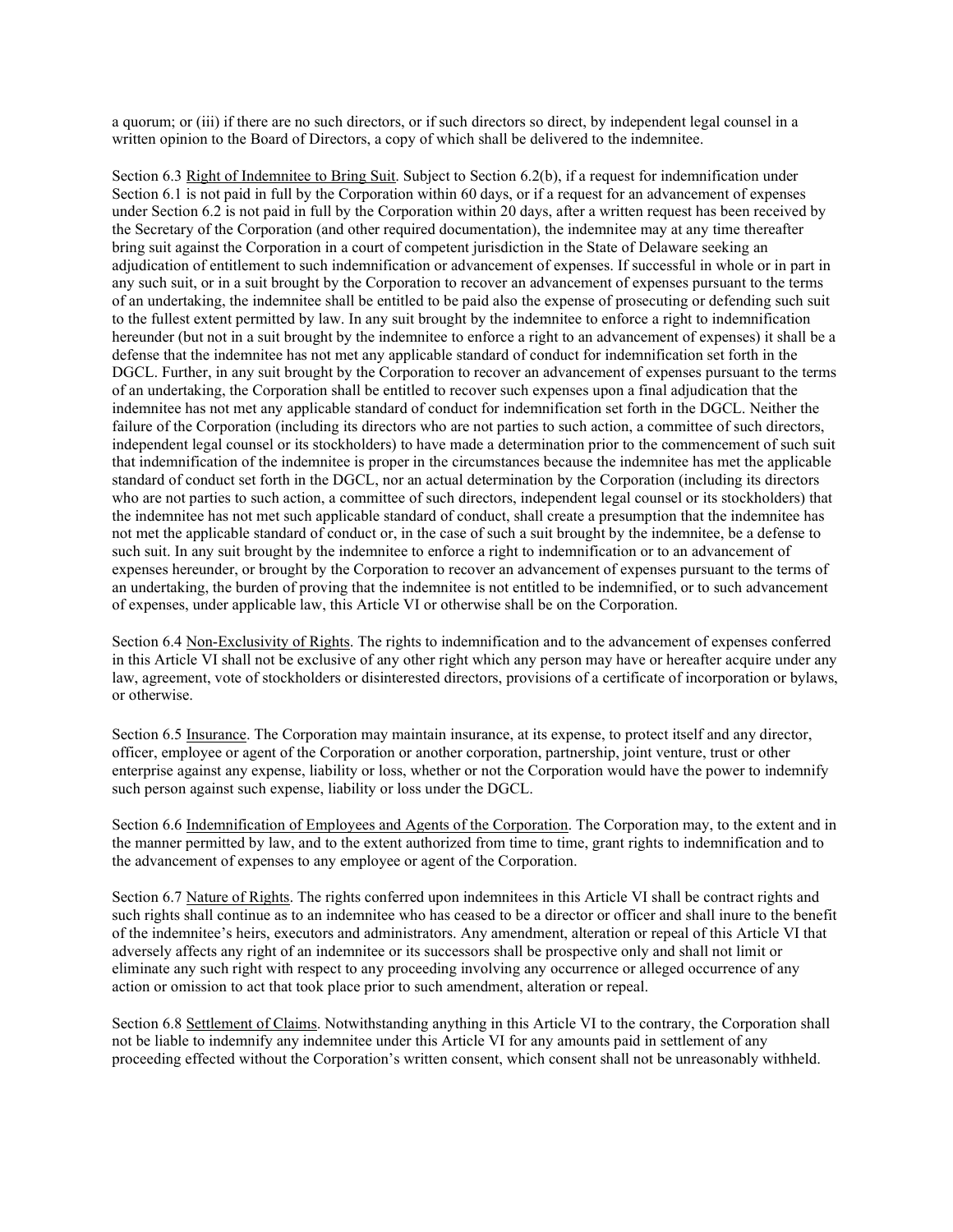a quorum; or (iii) if there are no such directors, or if such directors so direct, by independent legal counsel in a written opinion to the Board of Directors, a copy of which shall be delivered to the indemnitee.

Section 6.3 Right of Indemnitee to Bring Suit. Subject to Section 6.2(b), if a request for indemnification under Section 6.1 is not paid in full by the Corporation within 60 days, or if a request for an advancement of expenses under Section 6.2 is not paid in full by the Corporation within 20 days, after a written request has been received by the Secretary of the Corporation (and other required documentation), the indemnitee may at any time thereafter bring suit against the Corporation in a court of competent jurisdiction in the State of Delaware seeking an adjudication of entitlement to such indemnification or advancement of expenses. If successful in whole or in part in any such suit, or in a suit brought by the Corporation to recover an advancement of expenses pursuant to the terms of an undertaking, the indemnitee shall be entitled to be paid also the expense of prosecuting or defending such suit to the fullest extent permitted by law. In any suit brought by the indemnitee to enforce a right to indemnification hereunder (but not in a suit brought by the indemnitee to enforce a right to an advancement of expenses) it shall be a defense that the indemnitee has not met any applicable standard of conduct for indemnification set forth in the DGCL. Further, in any suit brought by the Corporation to recover an advancement of expenses pursuant to the terms of an undertaking, the Corporation shall be entitled to recover such expenses upon a final adjudication that the indemnitee has not met any applicable standard of conduct for indemnification set forth in the DGCL. Neither the failure of the Corporation (including its directors who are not parties to such action, a committee of such directors, independent legal counsel or its stockholders) to have made a determination prior to the commencement of such suit that indemnification of the indemnitee is proper in the circumstances because the indemnitee has met the applicable standard of conduct set forth in the DGCL, nor an actual determination by the Corporation (including its directors who are not parties to such action, a committee of such directors, independent legal counsel or its stockholders) that the indemnitee has not met such applicable standard of conduct, shall create a presumption that the indemnitee has not met the applicable standard of conduct or, in the case of such a suit brought by the indemnitee, be a defense to such suit. In any suit brought by the indemnitee to enforce a right to indemnification or to an advancement of expenses hereunder, or brought by the Corporation to recover an advancement of expenses pursuant to the terms of an undertaking, the burden of proving that the indemnitee is not entitled to be indemnified, or to such advancement of expenses, under applicable law, this Article VI or otherwise shall be on the Corporation.

Section 6.4 Non-Exclusivity of Rights. The rights to indemnification and to the advancement of expenses conferred in this Article VI shall not be exclusive of any other right which any person may have or hereafter acquire under any law, agreement, vote of stockholders or disinterested directors, provisions of a certificate of incorporation or bylaws, or otherwise.

Section 6.5 Insurance. The Corporation may maintain insurance, at its expense, to protect itself and any director, officer, employee or agent of the Corporation or another corporation, partnership, joint venture, trust or other enterprise against any expense, liability or loss, whether or not the Corporation would have the power to indemnify such person against such expense, liability or loss under the DGCL.

Section 6.6 Indemnification of Employees and Agents of the Corporation. The Corporation may, to the extent and in the manner permitted by law, and to the extent authorized from time to time, grant rights to indemnification and to the advancement of expenses to any employee or agent of the Corporation.

Section 6.7 Nature of Rights. The rights conferred upon indemnitees in this Article VI shall be contract rights and such rights shall continue as to an indemnitee who has ceased to be a director or officer and shall inure to the benefit of the indemnitee's heirs, executors and administrators. Any amendment, alteration or repeal of this Article VI that adversely affects any right of an indemnitee or its successors shall be prospective only and shall not limit or eliminate any such right with respect to any proceeding involving any occurrence or alleged occurrence of any action or omission to act that took place prior to such amendment, alteration or repeal.

Section 6.8 Settlement of Claims. Notwithstanding anything in this Article VI to the contrary, the Corporation shall not be liable to indemnify any indemnitee under this Article VI for any amounts paid in settlement of any proceeding effected without the Corporation's written consent, which consent shall not be unreasonably withheld.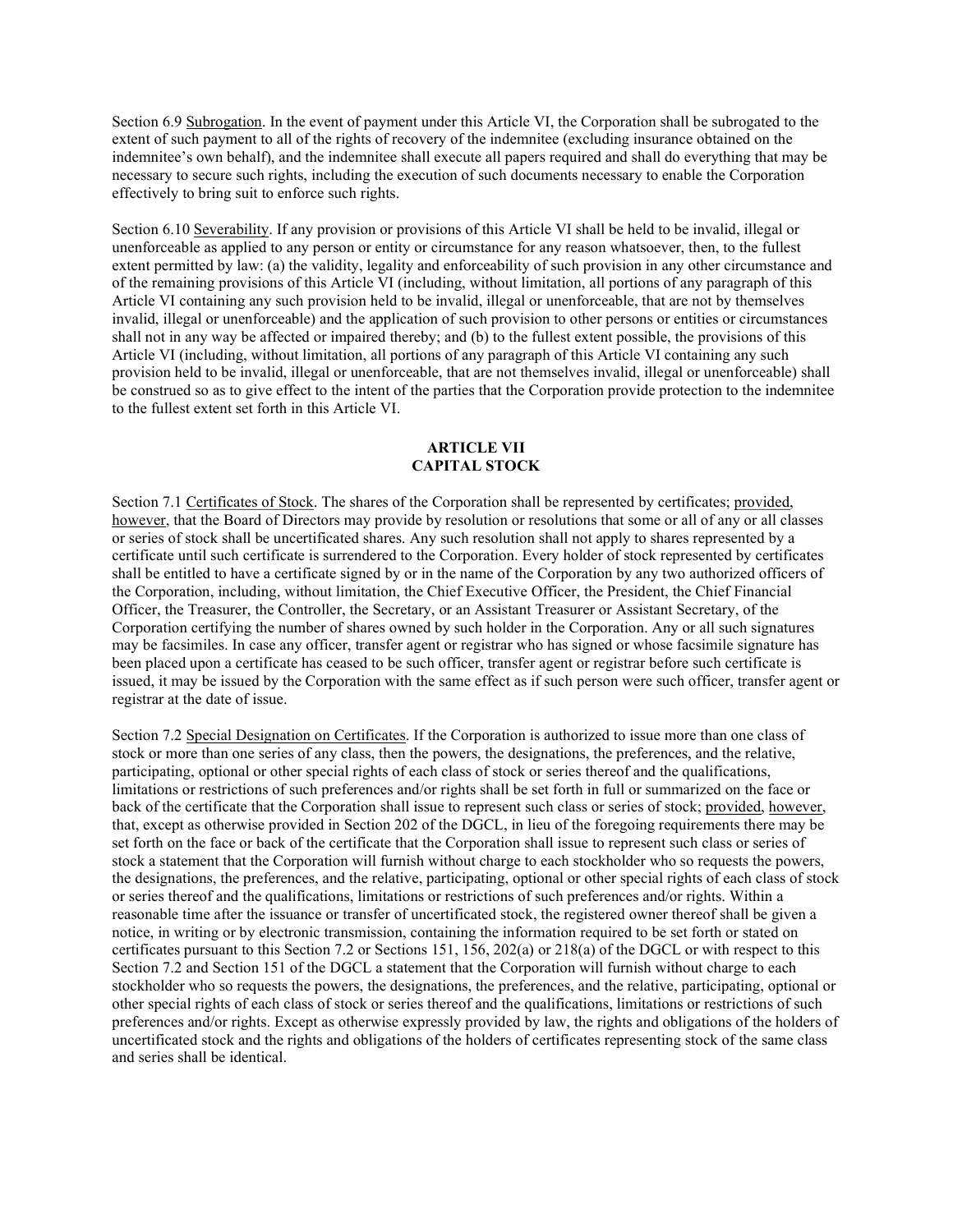Section 6.9 Subrogation. In the event of payment under this Article VI, the Corporation shall be subrogated to the extent of such payment to all of the rights of recovery of the indemnitee (excluding insurance obtained on the indemnitee's own behalf), and the indemnitee shall execute all papers required and shall do everything that may be necessary to secure such rights, including the execution of such documents necessary to enable the Corporation effectively to bring suit to enforce such rights.

Section 6.10 Severability. If any provision or provisions of this Article VI shall be held to be invalid, illegal or unenforceable as applied to any person or entity or circumstance for any reason whatsoever, then, to the fullest extent permitted by law: (a) the validity, legality and enforceability of such provision in any other circumstance and of the remaining provisions of this Article VI (including, without limitation, all portions of any paragraph of this Article VI containing any such provision held to be invalid, illegal or unenforceable, that are not by themselves invalid, illegal or unenforceable) and the application of such provision to other persons or entities or circumstances shall not in any way be affected or impaired thereby; and (b) to the fullest extent possible, the provisions of this Article VI (including, without limitation, all portions of any paragraph of this Article VI containing any such provision held to be invalid, illegal or unenforceable, that are not themselves invalid, illegal or unenforceable) shall be construed so as to give effect to the intent of the parties that the Corporation provide protection to the indemnitee to the fullest extent set forth in this Article VI.

## ARTICLE VII
## CAPITAL STOCK

Section 7.1 Certificates of Stock. The shares of the Corporation shall be represented by certificates; provided, however, that the Board of Directors may provide by resolution or resolutions that some or all of any or all classes or series of stock shall be uncertificated shares. Any such resolution shall not apply to shares represented by a certificate until such certificate is surrendered to the Corporation. Every holder of stock represented by certificates shall be entitled to have a certificate signed by or in the name of the Corporation by any two authorized officers of the Corporation, including, without limitation, the Chief Executive Officer, the President, the Chief Financial Officer, the Treasurer, the Controller, the Secretary, or an Assistant Treasurer or Assistant Secretary, of the Corporation certifying the number of shares owned by such holder in the Corporation. Any or all such signatures may be facsimiles. In case any officer, transfer agent or registrar who has signed or whose facsimile signature has been placed upon a certificate has ceased to be such officer, transfer agent or registrar before such certificate is issued, it may be issued by the Corporation with the same effect as if such person were such officer, transfer agent or registrar at the date of issue.

Section 7.2 Special Designation on Certificates. If the Corporation is authorized to issue more than one class of stock or more than one series of any class, then the powers, the designations, the preferences, and the relative, participating, optional or other special rights of each class of stock or series thereof and the qualifications, limitations or restrictions of such preferences and/or rights shall be set forth in full or summarized on the face or back of the certificate that the Corporation shall issue to represent such class or series of stock; provided, however, that, except as otherwise provided in Section 202 of the DGCL, in lieu of the foregoing requirements there may be set forth on the face or back of the certificate that the Corporation shall issue to represent such class or series of stock a statement that the Corporation will furnish without charge to each stockholder who so requests the powers, the designations, the preferences, and the relative, participating, optional or other special rights of each class of stock or series thereof and the qualifications, limitations or restrictions of such preferences and/or rights. Within a reasonable time after the issuance or transfer of uncertificated stock, the registered owner thereof shall be given a notice, in writing or by electronic transmission, containing the information required to be set forth or stated on certificates pursuant to this Section 7.2 or Sections 151, 156, 202(a) or 218(a) of the DGCL or with respect to this Section 7.2 and Section 151 of the DGCL a statement that the Corporation will furnish without charge to each stockholder who so requests the powers, the designations, the preferences, and the relative, participating, optional or other special rights of each class of stock or series thereof and the qualifications, limitations or restrictions of such preferences and/or rights. Except as otherwise expressly provided by law, the rights and obligations of the holders of uncertificated stock and the rights and obligations of the holders of certificates representing stock of the same class and series shall be identical.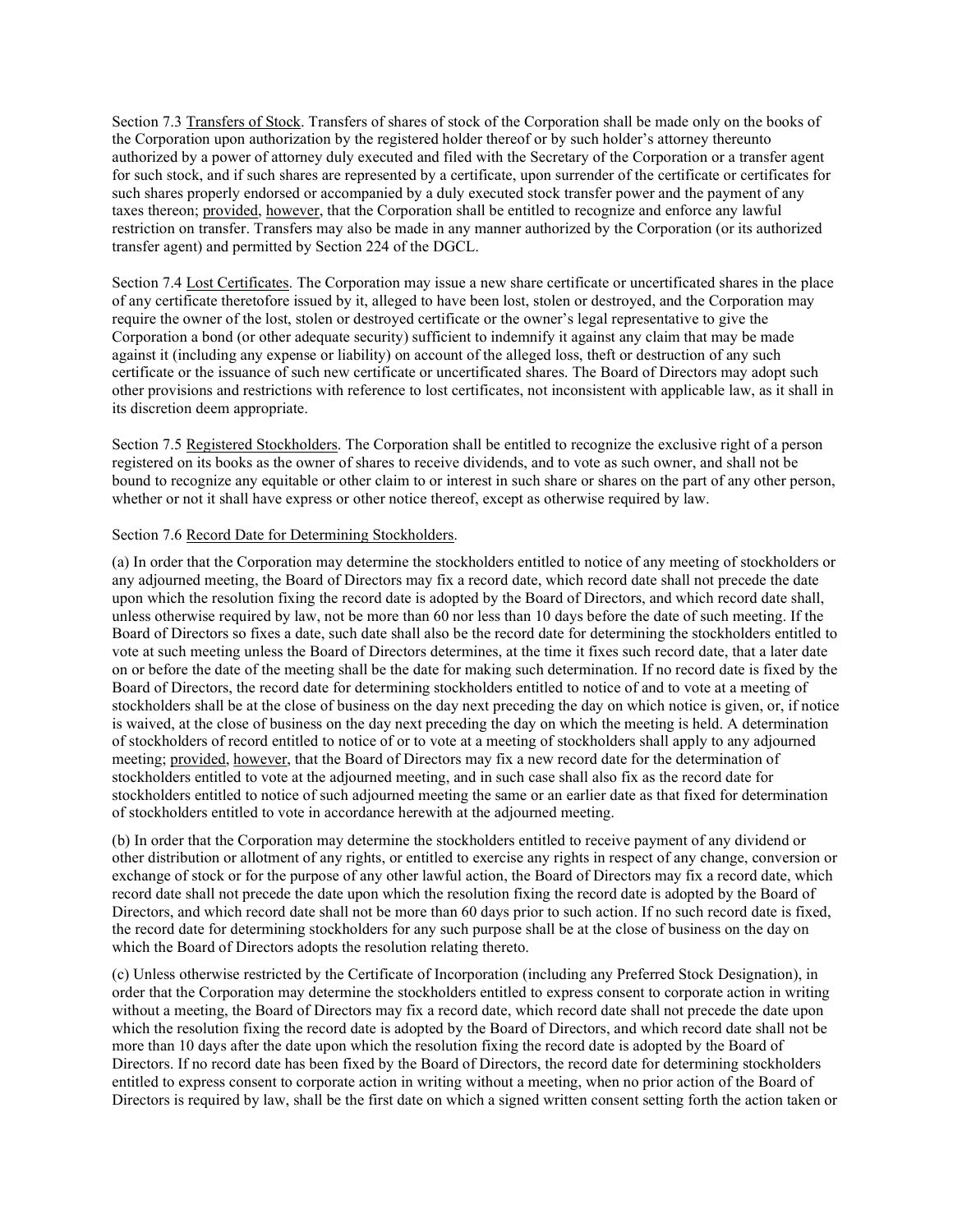Section 7.3 Transfers of Stock. Transfers of shares of stock of the Corporation shall be made only on the books of the Corporation upon authorization by the registered holder thereof or by such holder's attorney thereunto authorized by a power of attorney duly executed and filed with the Secretary of the Corporation or a transfer agent for such stock, and if such shares are represented by a certificate, upon surrender of the certificate or certificates for such shares properly endorsed or accompanied by a duly executed stock transfer power and the payment of any taxes thereon; provided, however, that the Corporation shall be entitled to recognize and enforce any lawful restriction on transfer. Transfers may also be made in any manner authorized by the Corporation (or its authorized transfer agent) and permitted by Section 224 of the DGCL.

Section 7.4 Lost Certificates. The Corporation may issue a new share certificate or uncertificated shares in the place of any certificate theretofore issued by it, alleged to have been lost, stolen or destroyed, and the Corporation may require the owner of the lost, stolen or destroyed certificate or the owner's legal representative to give the Corporation a bond (or other adequate security) sufficient to indemnify it against any claim that may be made against it (including any expense or liability) on account of the alleged loss, theft or destruction of any such certificate or the issuance of such new certificate or uncertificated shares. The Board of Directors may adopt such other provisions and restrictions with reference to lost certificates, not inconsistent with applicable law, as it shall in its discretion deem appropriate.

Section 7.5 Registered Stockholders. The Corporation shall be entitled to recognize the exclusive right of a person registered on its books as the owner of shares to receive dividends, and to vote as such owner, and shall not be bound to recognize any equitable or other claim to or interest in such share or shares on the part of any other person, whether or not it shall have express or other notice thereof, except as otherwise required by law.

Section 7.6 Record Date for Determining Stockholders.

(a) In order that the Corporation may determine the stockholders entitled to notice of any meeting of stockholders or any adjourned meeting, the Board of Directors may fix a record date, which record date shall not precede the date upon which the resolution fixing the record date is adopted by the Board of Directors, and which record date shall, unless otherwise required by law, not be more than 60 nor less than 10 days before the date of such meeting. If the Board of Directors so fixes a date, such date shall also be the record date for determining the stockholders entitled to vote at such meeting unless the Board of Directors determines, at the time it fixes such record date, that a later date on or before the date of the meeting shall be the date for making such determination. If no record date is fixed by the Board of Directors, the record date for determining stockholders entitled to notice of and to vote at a meeting of stockholders shall be at the close of business on the day next preceding the day on which notice is given, or, if notice is waived, at the close of business on the day next preceding the day on which the meeting is held. A determination of stockholders of record entitled to notice of or to vote at a meeting of stockholders shall apply to any adjourned meeting; provided, however, that the Board of Directors may fix a new record date for the determination of stockholders entitled to vote at the adjourned meeting, and in such case shall also fix as the record date for stockholders entitled to notice of such adjourned meeting the same or an earlier date as that fixed for determination of stockholders entitled to vote in accordance herewith at the adjourned meeting.

(b) In order that the Corporation may determine the stockholders entitled to receive payment of any dividend or other distribution or allotment of any rights, or entitled to exercise any rights in respect of any change, conversion or exchange of stock or for the purpose of any other lawful action, the Board of Directors may fix a record date, which record date shall not precede the date upon which the resolution fixing the record date is adopted by the Board of Directors, and which record date shall not be more than 60 days prior to such action. If no such record date is fixed, the record date for determining stockholders for any such purpose shall be at the close of business on the day on which the Board of Directors adopts the resolution relating thereto.

(c) Unless otherwise restricted by the Certificate of Incorporation (including any Preferred Stock Designation), in order that the Corporation may determine the stockholders entitled to express consent to corporate action in writing without a meeting, the Board of Directors may fix a record date, which record date shall not precede the date upon which the resolution fixing the record date is adopted by the Board of Directors, and which record date shall not be more than 10 days after the date upon which the resolution fixing the record date is adopted by the Board of Directors. If no record date has been fixed by the Board of Directors, the record date for determining stockholders entitled to express consent to corporate action in writing without a meeting, when no prior action of the Board of Directors is required by law, shall be the first date on which a signed written consent setting forth the action taken or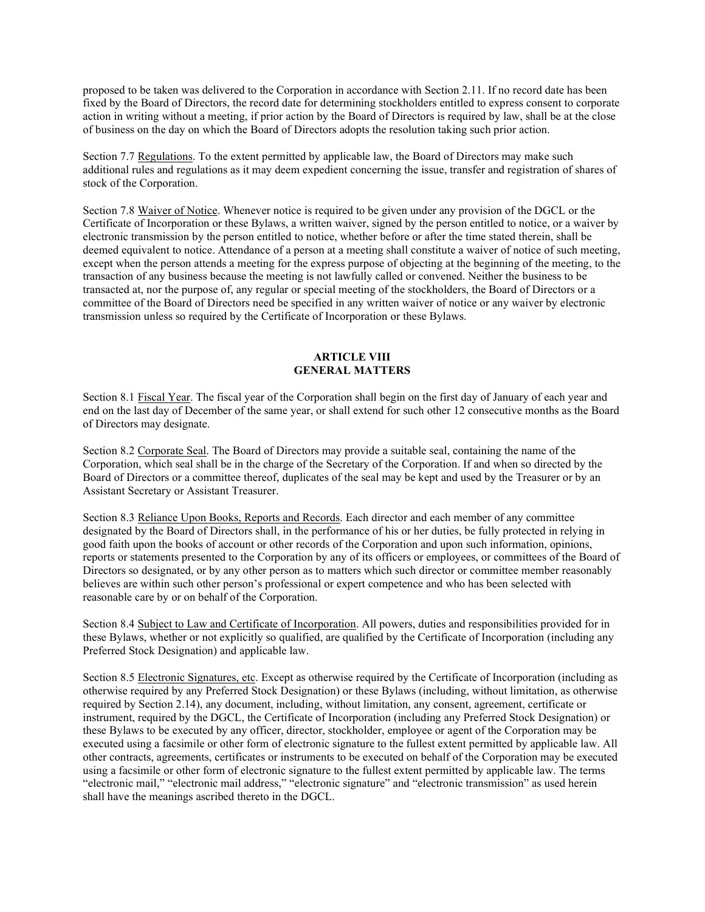proposed to be taken was delivered to the Corporation in accordance with Section 2.11. If no record date has been fixed by the Board of Directors, the record date for determining stockholders entitled to express consent to corporate action in writing without a meeting, if prior action by the Board of Directors is required by law, shall be at the close of business on the day on which the Board of Directors adopts the resolution taking such prior action.

Section 7.7 Regulations. To the extent permitted by applicable law, the Board of Directors may make such additional rules and regulations as it may deem expedient concerning the issue, transfer and registration of shares of stock of the Corporation.

Section 7.8 Waiver of Notice. Whenever notice is required to be given under any provision of the DGCL or the Certificate of Incorporation or these Bylaws, a written waiver, signed by the person entitled to notice, or a waiver by electronic transmission by the person entitled to notice, whether before or after the time stated therein, shall be deemed equivalent to notice. Attendance of a person at a meeting shall constitute a waiver of notice of such meeting, except when the person attends a meeting for the express purpose of objecting at the beginning of the meeting, to the transaction of any business because the meeting is not lawfully called or convened. Neither the business to be transacted at, nor the purpose of, any regular or special meeting of the stockholders, the Board of Directors or a committee of the Board of Directors need be specified in any written waiver of notice or any waiver by electronic transmission unless so required by the Certificate of Incorporation or these Bylaws.

## ARTICLE VIII
## GENERAL MATTERS

Section 8.1 Fiscal Year. The fiscal year of the Corporation shall begin on the first day of January of each year and end on the last day of December of the same year, or shall extend for such other 12 consecutive months as the Board of Directors may designate.

Section 8.2 Corporate Seal. The Board of Directors may provide a suitable seal, containing the name of the Corporation, which seal shall be in the charge of the Secretary of the Corporation. If and when so directed by the Board of Directors or a committee thereof, duplicates of the seal may be kept and used by the Treasurer or by an Assistant Secretary or Assistant Treasurer.

Section 8.3 Reliance Upon Books, Reports and Records. Each director and each member of any committee designated by the Board of Directors shall, in the performance of his or her duties, be fully protected in relying in good faith upon the books of account or other records of the Corporation and upon such information, opinions, reports or statements presented to the Corporation by any of its officers or employees, or committees of the Board of Directors so designated, or by any other person as to matters which such director or committee member reasonably believes are within such other person's professional or expert competence and who has been selected with reasonable care by or on behalf of the Corporation.

Section 8.4 Subject to Law and Certificate of Incorporation. All powers, duties and responsibilities provided for in these Bylaws, whether or not explicitly so qualified, are qualified by the Certificate of Incorporation (including any Preferred Stock Designation) and applicable law.

Section 8.5 Electronic Signatures, etc. Except as otherwise required by the Certificate of Incorporation (including as otherwise required by any Preferred Stock Designation) or these Bylaws (including, without limitation, as otherwise required by Section 2.14), any document, including, without limitation, any consent, agreement, certificate or instrument, required by the DGCL, the Certificate of Incorporation (including any Preferred Stock Designation) or these Bylaws to be executed by any officer, director, stockholder, employee or agent of the Corporation may be executed using a facsimile or other form of electronic signature to the fullest extent permitted by applicable law. All other contracts, agreements, certificates or instruments to be executed on behalf of the Corporation may be executed using a facsimile or other form of electronic signature to the fullest extent permitted by applicable law. The terms "electronic mail," "electronic mail address," "electronic signature" and "electronic transmission" as used herein shall have the meanings ascribed thereto in the DGCL.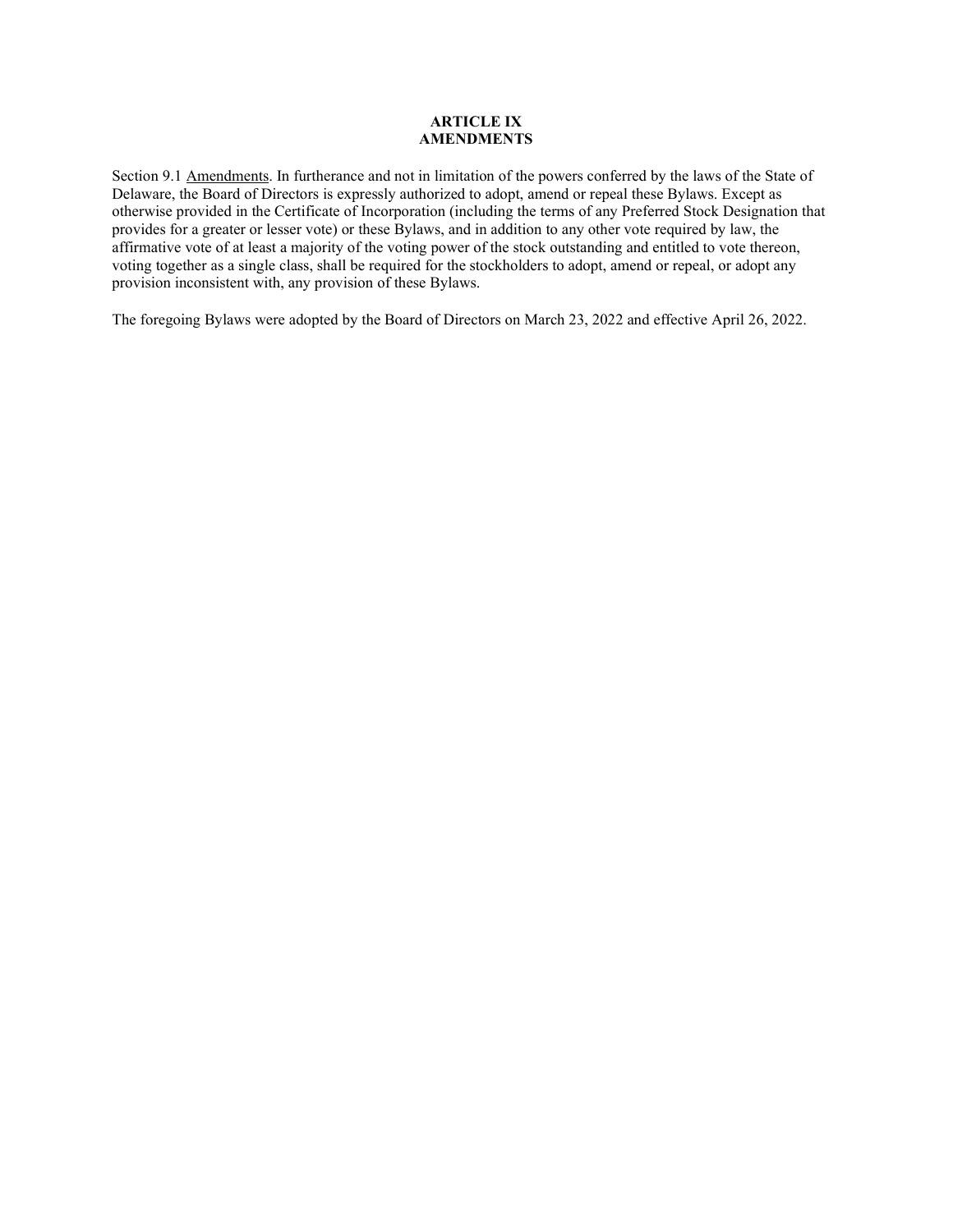## ARTICLE IX
## AMENDMENTS

Section 9.1 Amendments. In furtherance and not in limitation of the powers conferred by the laws of the State of Delaware, the Board of Directors is expressly authorized to adopt, amend or repeal these Bylaws. Except as otherwise provided in the Certificate of Incorporation (including the terms of any Preferred Stock Designation that provides for a greater or lesser vote) or these Bylaws, and in addition to any other vote required by law, the affirmative vote of at least a majority of the voting power of the stock outstanding and entitled to vote thereon, voting together as a single class, shall be required for the stockholders to adopt, amend or repeal, or adopt any provision inconsistent with, any provision of these Bylaws.

The foregoing Bylaws were adopted by the Board of Directors on March 23, 2022 and effective April 26, 2022.